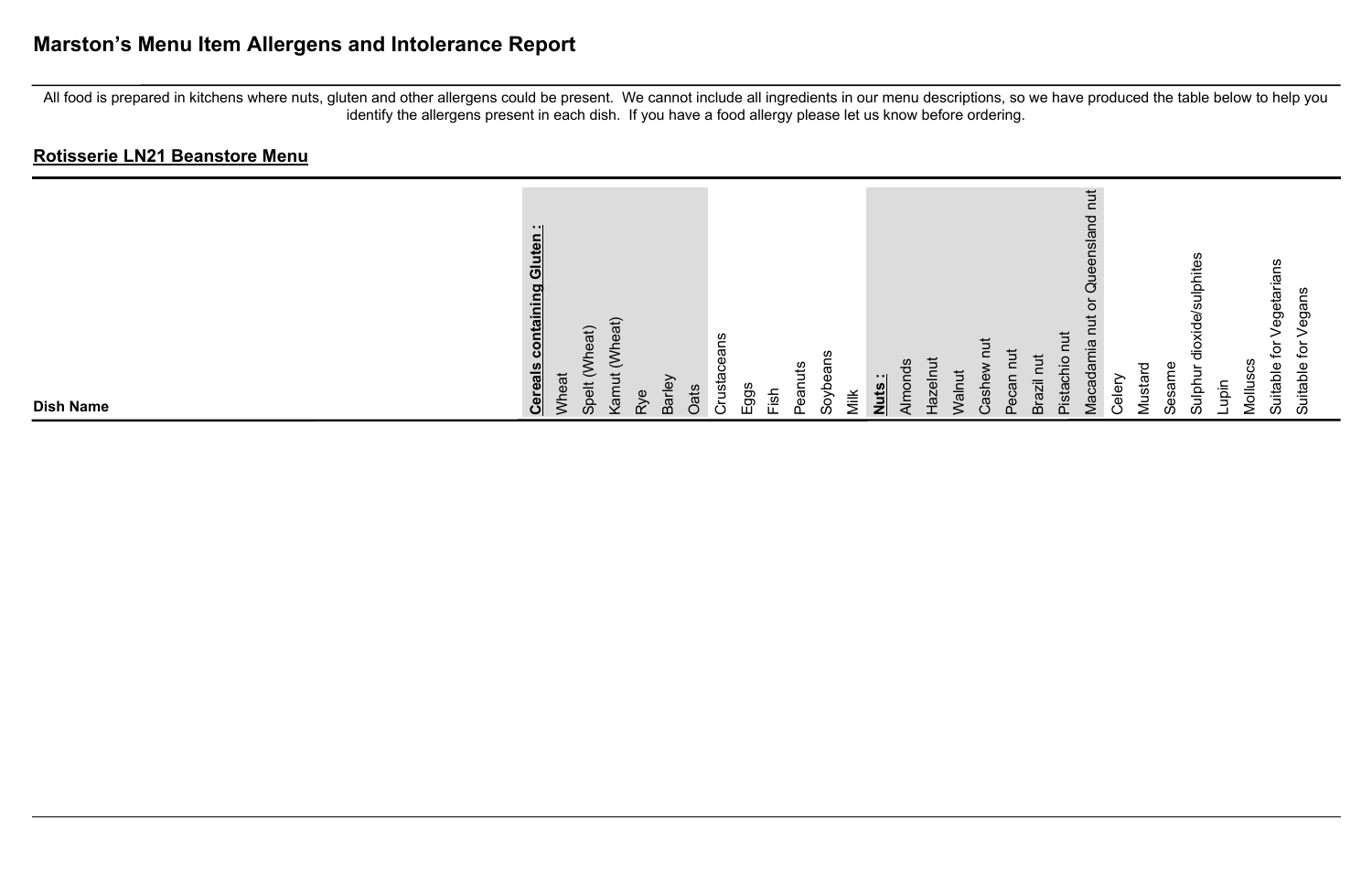# Marston's Menu Item Allergens and Intolerance Report

All food is prepared in kitchens where nuts, gluten and other allergens could be present. We cannot include all ingredients in our menu descriptions, so we have produced the table below to help you identify the allergens present in each dish. If you have a food allergy please let us know before ordering.

## Rotisserie LN21 Beanstore Menu

| Dish Name | **Cereals containing Gluten :** | Wheat | Spelt (Wheat) | Kamut (Wheat) | Rye | Barley | Oats | Crustaceans | Eggs | Fish | Peanuts | Soybeans | Milk | **Nuts :** | Almonds | Hazelnut | Walnut | Cashew nut | Pecan nut | Brazil nut | Pistachio nut | Macadamia nut or Queensland nut | Celery | Mustard | Sesame | Sulphur dioxide/sulphites | Lupin | Molluscs | Suitable for Vegetarians | Suitable for Vegans |
|---|---|---|---|---|---|---|---|---|---|---|---|---|---|---|---|---|---|---|---|---|---|---|---|---|---|---|---|---|---|---|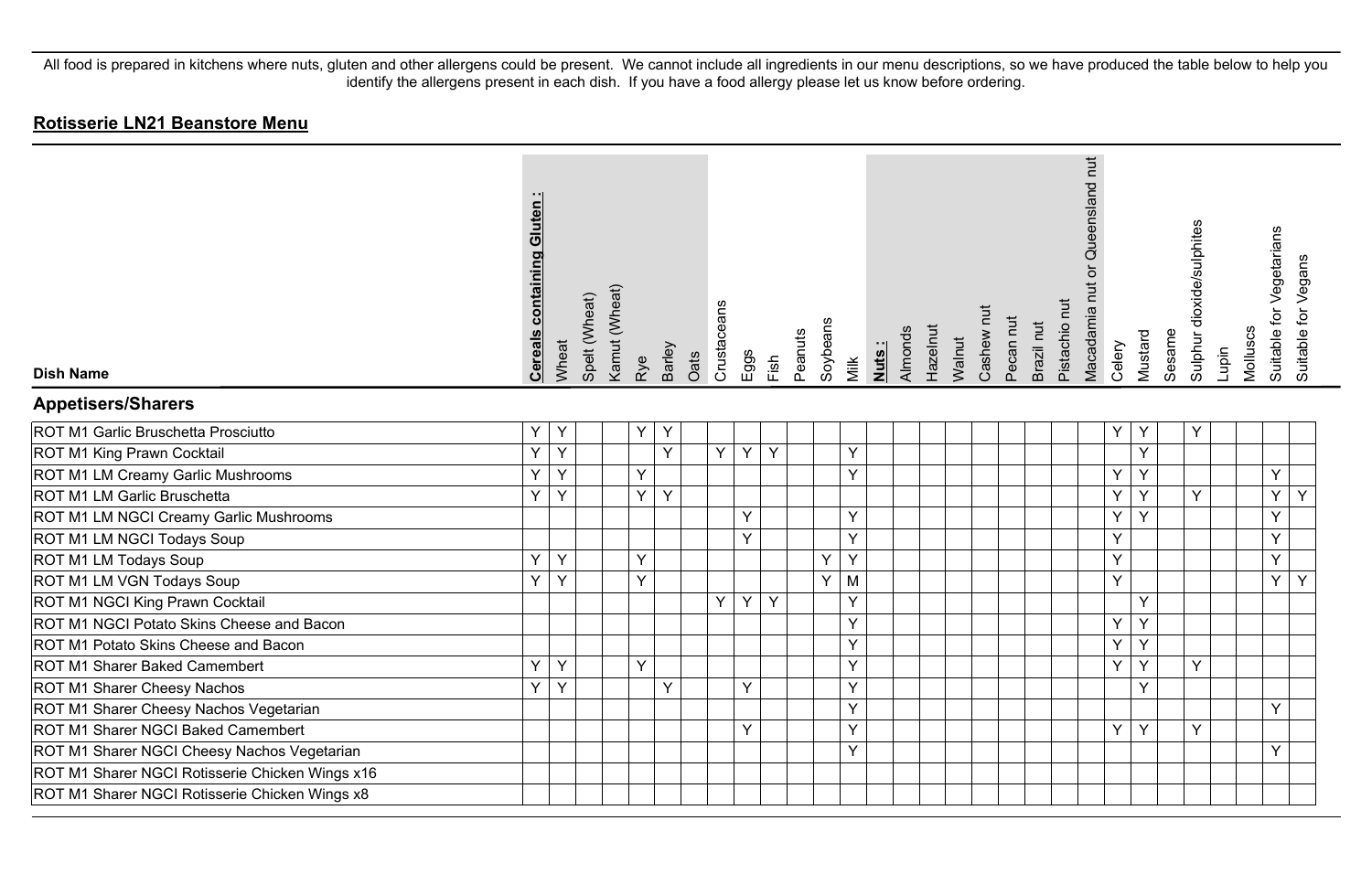All food is prepared in kitchens where nuts, gluten and other allergens could be present. We cannot include all ingredients in our menu descriptions, so we have produced the table below to help you identify the allergens present in each dish. If you have a food allergy please let us know before ordering.

## **Rotisserie LN21 Beanstore Menu**

| Dish Name | **Cereals containing Gluten :** | Wheat | Spelt (Wheat) | Kamut (Wheat) | Rye | Barley | Oats | Crustaceans | Eggs | Fish | Peanuts | Soybeans | Milk | **Nuts :** | Almonds | Hazelnut | Walnut | Cashew nut | Pecan nut | Brazil nut | Pistachio nut | Macadamia nut or Queensland nut | Celery | Mustard | Sesame | Sulphur dioxide/sulphites | Lupin | Molluscs | Suitable for Vegetarians | Suitable for Vegans |
|---|---|---|---|---|---|---|---|---|---|---|---|---|---|---|---|---|---|---|---|---|---|---|---|---|---|---|---|---|---|---|
| **Appetisers/Sharers** | | | | | | | | | | | | | | | | | | | | | | | | | | | | | | |
| ROT M1 Garlic Bruschetta Prosciutto | Y | Y | | | Y | Y | | | | | | | | | | | | | | | | | Y | Y | | Y | | | | |
| ROT M1 King Prawn Cocktail | Y | Y | | | | Y | | Y | Y | Y | | | Y | | | | | | | | | | | Y | | | | | | |
| ROT M1 LM Creamy Garlic Mushrooms | Y | Y | | | Y | | | | | | | | Y | | | | | | | | | | Y | Y | | | | | Y | |
| ROT M1 LM Garlic Bruschetta | Y | Y | | | Y | Y | | | | | | | | | | | | | | | | | Y | Y | | Y | | | Y | Y |
| ROT M1 LM NGCI Creamy Garlic Mushrooms | | | | | | | | | Y | | | | Y | | | | | | | | | | Y | Y | | | | | Y | |
| ROT M1 LM NGCI Todays Soup | | | | | | | | | Y | | | | Y | | | | | | | | | | Y | | | | | | Y | |
| ROT M1 LM Todays Soup | Y | Y | | | Y | | | | | | | Y | Y | | | | | | | | | | Y | | | | | | Y | |
| ROT M1 LM VGN Todays Soup | Y | Y | | | Y | | | | | | | Y | M | | | | | | | | | | Y | | | | | | Y | Y |
| ROT M1 NGCI King Prawn Cocktail | | | | | | | | Y | Y | Y | | | Y | | | | | | | | | | | Y | | | | | | |
| ROT M1 NGCI Potato Skins Cheese and Bacon | | | | | | | | | | | | | Y | | | | | | | | | | Y | Y | | | | | | |
| ROT M1 Potato Skins Cheese and Bacon | | | | | | | | | | | | | Y | | | | | | | | | | Y | Y | | | | | | |
| ROT M1 Sharer Baked Camembert | Y | Y | | | Y | | | | | | | | Y | | | | | | | | | | Y | Y | | Y | | | | |
| ROT M1 Sharer Cheesy Nachos | Y | Y | | | | Y | | | Y | | | | Y | | | | | | | | | | | Y | | | | | | |
| ROT M1 Sharer Cheesy Nachos Vegetarian | | | | | | | | | | | | | Y | | | | | | | | | | | | | | | | Y | |
| ROT M1 Sharer NGCI Baked Camembert | | | | | | | | | Y | | | | Y | | | | | | | | | | Y | Y | | Y | | | | |
| ROT M1 Sharer NGCI Cheesy Nachos Vegetarian | | | | | | | | | | | | | Y | | | | | | | | | | | | | | | | Y | |
| ROT M1 Sharer NGCI Rotisserie Chicken Wings x16 | | | | | | | | | | | | | | | | | | | | | | | | | | | | | | |
| ROT M1 Sharer NGCI Rotisserie Chicken Wings x8 | | | | | | | | | | | | | | | | | | | | | | | | | | | | | | |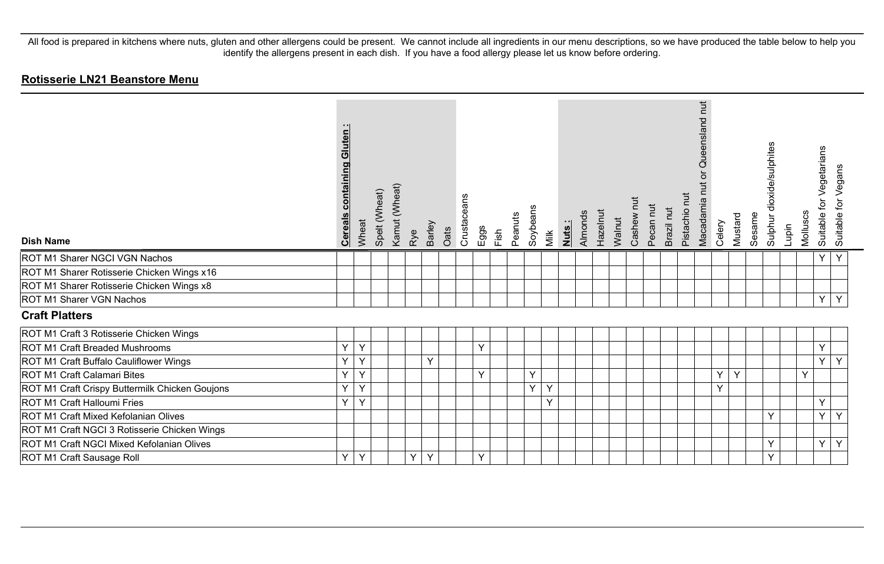All food is prepared in kitchens where nuts, gluten and other allergens could be present. We cannot include all ingredients in our menu descriptions, so we have produced the table below to help you identify the allergens present in each dish. If you have a food allergy please let us know before ordering.

## Rotisserie LN21 Beanstore Menu

| Dish Name | Cereals containing Gluten : | Wheat | Spelt (Wheat) | Kamut (Wheat) | Rye | Barley | Oats | Crustaceans | Eggs | Fish | Peanuts | Soybeans | Milk | Nuts : | Almonds | Hazelnut | Walnut | Cashew nut | Pecan nut | Brazil nut | Pistachio nut | Macadamia nut or Queensland nut | Celery | Mustard | Sesame | Sulphur dioxide/sulphites | Lupin | Molluscs | Suitable for Vegetarians | Suitable for Vegans |
|---|---|---|---|---|---|---|---|---|---|---|---|---|---|---|---|---|---|---|---|---|---|---|---|---|---|---|---|---|---|---|
| ROT M1 Sharer NGCI VGN Nachos | | | | | | | | | | | | | | | | | | | | | | | | | | | | | Y | Y |
| ROT M1 Sharer Rotisserie Chicken Wings x16 | | | | | | | | | | | | | | | | | | | | | | | | | | | | | | |
| ROT M1 Sharer Rotisserie Chicken Wings x8 | | | | | | | | | | | | | | | | | | | | | | | | | | | | | | |
| ROT M1 Sharer VGN Nachos | | | | | | | | | | | | | | | | | | | | | | | | | | | | | Y | Y |
| **Craft Platters** | | | | | | | | | | | | | | | | | | | | | | | | | | | | | | |
| ROT M1 Craft 3 Rotisserie Chicken Wings | | | | | | | | | | | | | | | | | | | | | | | | | | | | | | |
| ROT M1 Craft Breaded Mushrooms | Y | Y | | | | | | | Y | | | | | | | | | | | | | | | | | | | | Y | |
| ROT M1 Craft Buffalo Cauliflower Wings | Y | Y | | | | Y | | | | | | | | | | | | | | | | | | | | | | | Y | Y |
| ROT M1 Craft Calamari Bites | Y | Y | | | | | | | Y | | | Y | | | | | | | | | | | Y | Y | | | | Y | | |
| ROT M1 Craft Crispy Buttermilk Chicken Goujons | Y | Y | | | | | | | | | | Y | Y | | | | | | | | | | Y | | | | | | | |
| ROT M1 Craft Halloumi Fries | Y | Y | | | | | | | | | | | Y | | | | | | | | | | | | | | | | Y | |
| ROT M1 Craft Mixed Kefolanian Olives | | | | | | | | | | | | | | | | | | | | | | | | | | Y | | | Y | Y |
| ROT M1 Craft NGCI 3 Rotisserie Chicken Wings | | | | | | | | | | | | | | | | | | | | | | | | | | | | | | |
| ROT M1 Craft NGCI Mixed Kefolanian Olives | | | | | | | | | | | | | | | | | | | | | | | | | | Y | | | Y | Y |
| ROT M1 Craft Sausage Roll | Y | Y | | | Y | Y | | | Y | | | | | | | | | | | | | | | | | Y | | | | |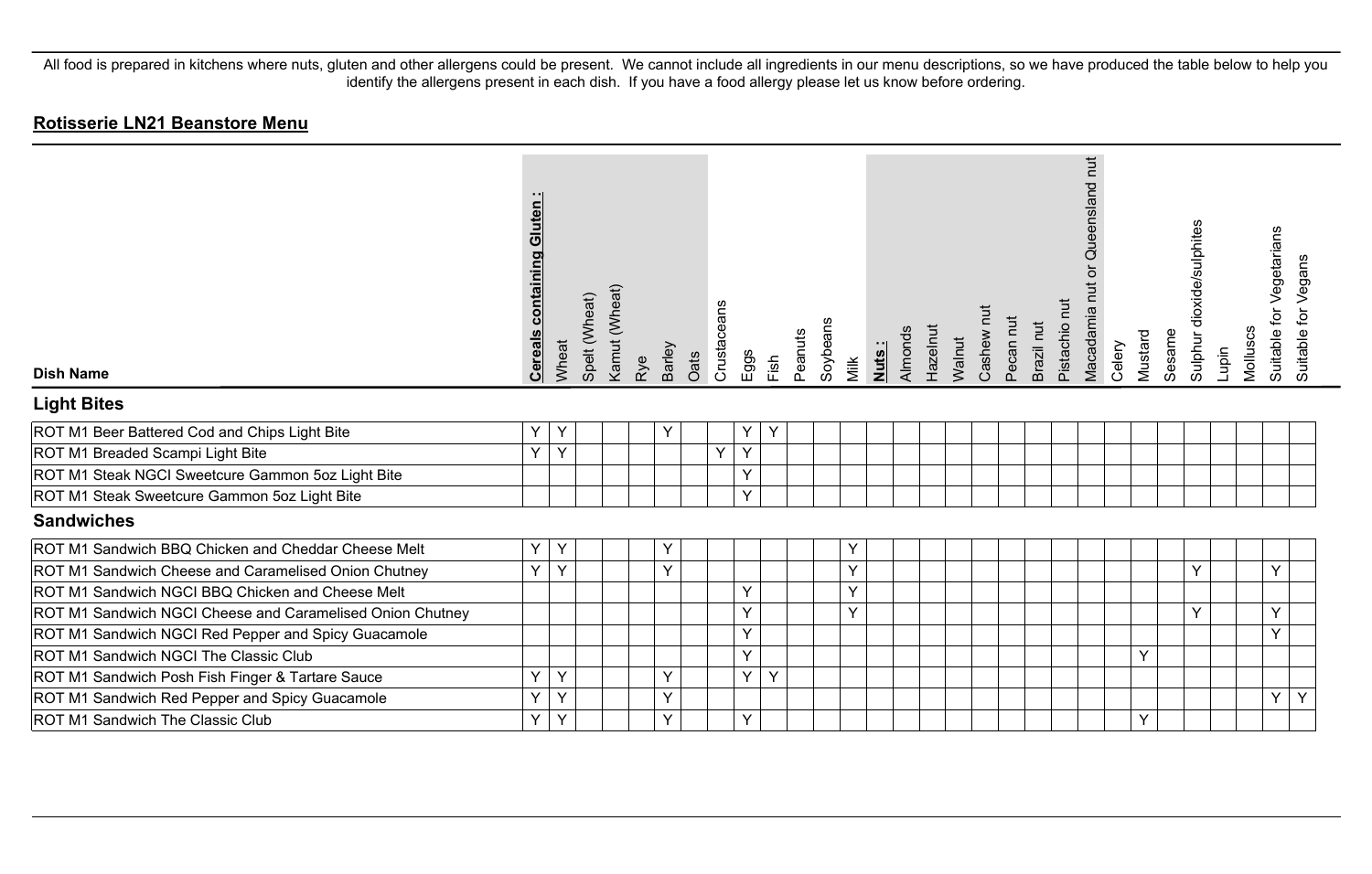All food is prepared in kitchens where nuts, gluten and other allergens could be present. We cannot include all ingredients in our menu descriptions, so we have produced the table below to help you identify the allergens present in each dish. If you have a food allergy please let us know before ordering.

## Rotisserie LN21 Beanstore Menu

| Dish Name | **Cereals containing Gluten :** | Wheat | Spelt (Wheat) | Kamut (Wheat) | Rye | Barley | Oats | Crustaceans | Eggs | Fish | Peanuts | Soybeans | Milk | **Nuts :** | Almonds | Hazelnut | Walnut | Cashew nut | Pecan nut | Brazil nut | Pistachio nut | Macadamia nut or Queensland nut | Celery | Mustard | Sesame | Sulphur dioxide/sulphites | Lupin | Molluscs | Suitable for Vegetarians | Suitable for Vegans |
|---|---|---|---|---|---|---|---|---|---|---|---|---|---|---|---|---|---|---|---|---|---|---|---|---|---|---|---|---|---|---|
| **Light Bites** | | | | | | | | | | | | | | | | | | | | | | | | | | | | | | |
| ROT M1 Beer Battered Cod and Chips Light Bite | Y | Y | | | | Y | | | Y | Y | | | | | | | | | | | | | | | | | | | | |
| ROT M1 Breaded Scampi Light Bite | Y | Y | | | | | | Y | Y | | | | | | | | | | | | | | | | | | | | | |
| ROT M1 Steak NGCI Sweetcure Gammon 5oz Light Bite | | | | | | | | | Y | | | | | | | | | | | | | | | | | | | | | |
| ROT M1 Steak Sweetcure Gammon 5oz Light Bite | | | | | | | | | Y | | | | | | | | | | | | | | | | | | | | | |
| **Sandwiches** | | | | | | | | | | | | | | | | | | | | | | | | | | | | | | |
| ROT M1 Sandwich BBQ Chicken and Cheddar Cheese Melt | Y | Y | | | | Y | | | | | | | Y | | | | | | | | | | | | | | | | | |
| ROT M1 Sandwich Cheese and Caramelised Onion Chutney | Y | Y | | | | Y | | | | | | | Y | | | | | | | | | | | | | Y | | | Y | |
| ROT M1 Sandwich NGCI BBQ Chicken and Cheese Melt | | | | | | | | | Y | | | | Y | | | | | | | | | | | | | | | | | |
| ROT M1 Sandwich NGCI Cheese and Caramelised Onion Chutney | | | | | | | | | Y | | | | Y | | | | | | | | | | | | | Y | | | Y | |
| ROT M1 Sandwich NGCI Red Pepper and Spicy Guacamole | | | | | | | | | Y | | | | | | | | | | | | | | | | | | | | Y | |
| ROT M1 Sandwich NGCI The Classic Club | | | | | | | | | Y | | | | | | | | | | | | | | | Y | | | | | | |
| ROT M1 Sandwich Posh Fish Finger & Tartare Sauce | Y | Y | | | | Y | | | Y | Y | | | | | | | | | | | | | | | | | | | | |
| ROT M1 Sandwich Red Pepper and Spicy Guacamole | Y | Y | | | | Y | | | | | | | | | | | | | | | | | | | | | | | Y | Y |
| ROT M1 Sandwich The Classic Club | Y | Y | | | | Y | | | Y | | | | | | | | | | | | | | | Y | | | | | | |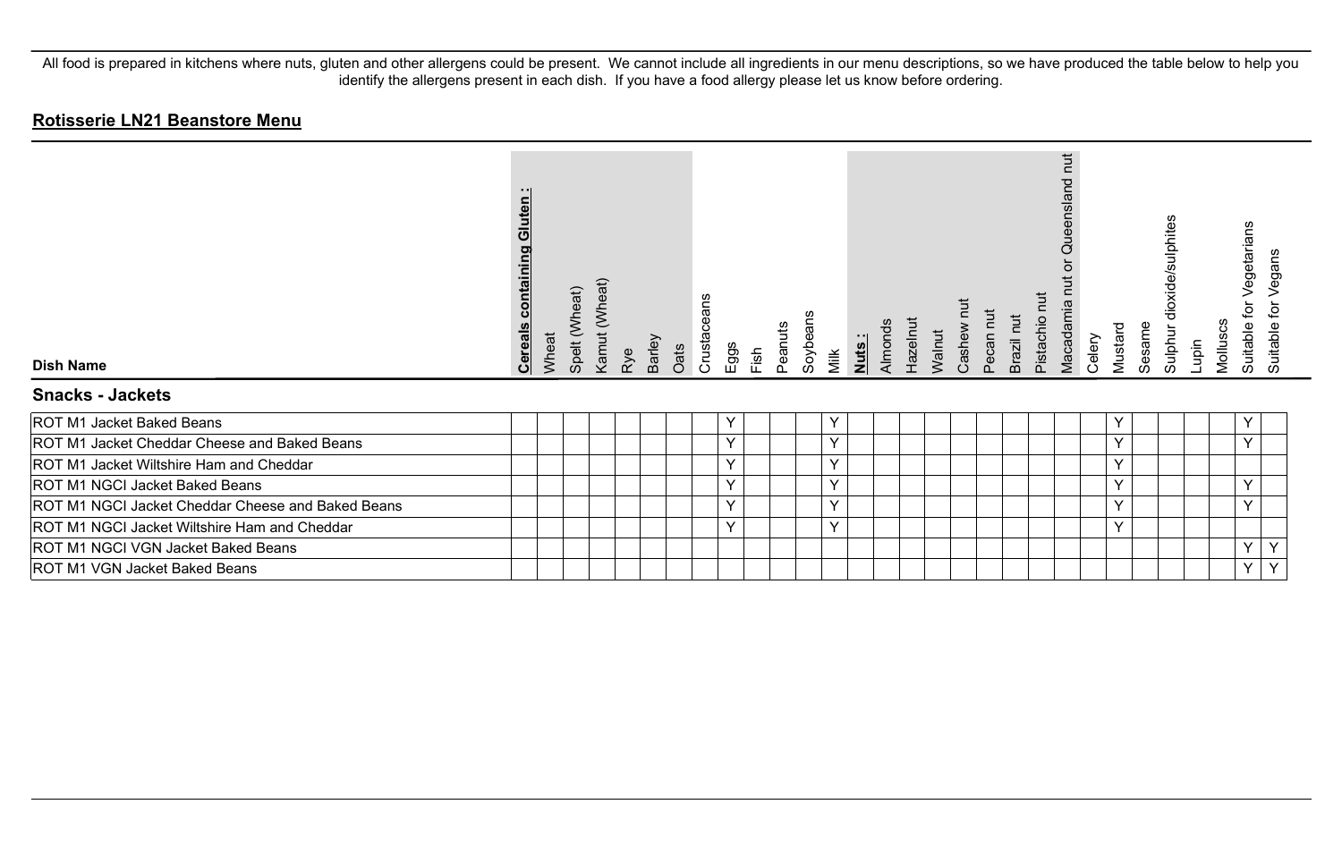All food is prepared in kitchens where nuts, gluten and other allergens could be present. We cannot include all ingredients in our menu descriptions, so we have produced the table below to help you identify the allergens present in each dish. If you have a food allergy please let us know before ordering.

## Rotisserie LN21 Beanstore Menu

| Dish Name | **Cereals containing Gluten :** | Wheat | Spelt (Wheat) | Kamut (Wheat) | Rye | Barley | Oats | Crustaceans | Eggs | Fish | Peanuts | Soybeans | Milk | **Nuts :** | Almonds | Hazelnut | Walnut | Cashew nut | Pecan nut | Brazil nut | Pistachio nut | Macadamia nut or Queensland nut | Celery | Mustard | Sesame | Sulphur dioxide/sulphites | Lupin | Molluscs | Suitable for Vegetarians | Suitable for Vegans |
|---|---|---|---|---|---|---|---|---|---|---|---|---|---|---|---|---|---|---|---|---|---|---|---|---|---|---|---|---|---|---|
| **Snacks - Jackets** | | | | | | | | | | | | | | | | | | | | | | | | | | | | | | |
| ROT M1 Jacket Baked Beans | | | | | | | | | Y | | | | Y | | | | | | | | | | | Y | | | | | Y | |
| ROT M1 Jacket Cheddar Cheese and Baked Beans | | | | | | | | | Y | | | | Y | | | | | | | | | | | Y | | | | | Y | |
| ROT M1 Jacket Wiltshire Ham and Cheddar | | | | | | | | | Y | | | | Y | | | | | | | | | | | Y | | | | | | |
| ROT M1 NGCI Jacket Baked Beans | | | | | | | | | Y | | | | Y | | | | | | | | | | | Y | | | | | Y | |
| ROT M1 NGCI Jacket Cheddar Cheese and Baked Beans | | | | | | | | | Y | | | | Y | | | | | | | | | | | Y | | | | | Y | |
| ROT M1 NGCI Jacket Wiltshire Ham and Cheddar | | | | | | | | | Y | | | | Y | | | | | | | | | | | Y | | | | | | |
| ROT M1 NGCI VGN Jacket Baked Beans | | | | | | | | | | | | | | | | | | | | | | | | | | | | | Y | Y |
| ROT M1 VGN Jacket Baked Beans | | | | | | | | | | | | | | | | | | | | | | | | | | | | | Y | Y |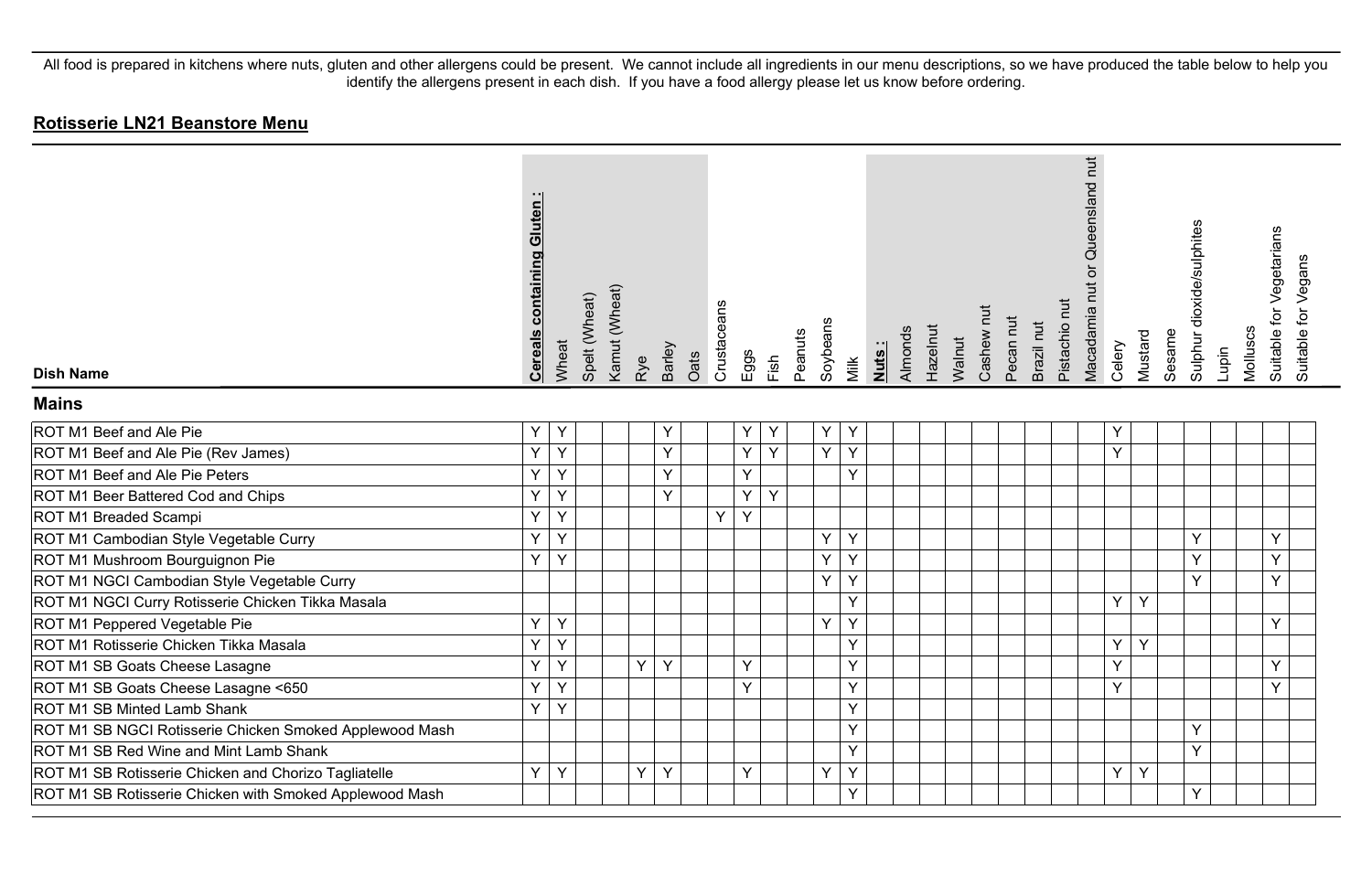All food is prepared in kitchens where nuts, gluten and other allergens could be present. We cannot include all ingredients in our menu descriptions, so we have produced the table below to help you identify the allergens present in each dish. If you have a food allergy please let us know before ordering.

## Rotisserie LN21 Beanstore Menu

| Dish Name | Cereals containing Gluten : | Wheat | Spelt (Wheat) | Kamut (Wheat) | Rye | Barley | Oats | Crustaceans | Eggs | Fish | Peanuts | Soybeans | Milk | Nuts : | Almonds | Hazelnut | Walnut | Cashew nut | Pecan nut | Brazil nut | Pistachio nut | Macadamia nut or Queensland nut | Celery | Mustard | Sesame | Sulphur dioxide/sulphites | Lupin | Molluscs | Suitable for Vegetarians | Suitable for Vegans |
|---|---|---|---|---|---|---|---|---|---|---|---|---|---|---|---|---|---|---|---|---|---|---|---|---|---|---|---|---|---|---|
| **Mains** | | | | | | | | | | | | | | | | | | | | | | | | | | | | | | |
| ROT M1 Beef and Ale Pie | Y | Y | | | | Y | | | Y | Y | | Y | Y | | | | | | | | | | Y | | | | | | | |
| ROT M1 Beef and Ale Pie (Rev James) | Y | Y | | | | Y | | | Y | Y | | Y | Y | | | | | | | | | | Y | | | | | | | |
| ROT M1 Beef and Ale Pie Peters | Y | Y | | | | Y | | | Y | | | | Y | | | | | | | | | | | | | | | | | |
| ROT M1 Beer Battered Cod and Chips | Y | Y | | | | Y | | | Y | Y | | | | | | | | | | | | | | | | | | | | |
| ROT M1 Breaded Scampi | Y | Y | | | | | | Y | Y | | | | | | | | | | | | | | | | | | | | | |
| ROT M1 Cambodian Style Vegetable Curry | Y | Y | | | | | | | | | | Y | Y | | | | | | | | | | | | | Y | | | Y | |
| ROT M1 Mushroom Bourguignon Pie | Y | Y | | | | | | | | | | Y | Y | | | | | | | | | | | | | Y | | | Y | |
| ROT M1 NGCI Cambodian Style Vegetable Curry | | | | | | | | | | | | Y | Y | | | | | | | | | | | | | Y | | | Y | |
| ROT M1 NGCI Curry Rotisserie Chicken Tikka Masala | | | | | | | | | | | | | Y | | | | | | | | | | Y | Y | | | | | | |
| ROT M1 Peppered Vegetable Pie | Y | Y | | | | | | | | | | Y | Y | | | | | | | | | | | | | | | | Y | |
| ROT M1 Rotisserie Chicken Tikka Masala | Y | Y | | | | | | | | | | | Y | | | | | | | | | | Y | Y | | | | | | |
| ROT M1 SB Goats Cheese Lasagne | Y | Y | | | Y | Y | | | Y | | | | Y | | | | | | | | | | Y | | | | | | Y | |
| ROT M1 SB Goats Cheese Lasagne <650 | Y | Y | | | | | | | Y | | | | Y | | | | | | | | | | Y | | | | | | Y | |
| ROT M1 SB Minted Lamb Shank | Y | Y | | | | | | | | | | | Y | | | | | | | | | | | | | | | | | |
| ROT M1 SB NGCI Rotisserie Chicken Smoked Applewood Mash | | | | | | | | | | | | | Y | | | | | | | | | | | | | Y | | | | |
| ROT M1 SB Red Wine and Mint Lamb Shank | | | | | | | | | | | | | Y | | | | | | | | | | | | | Y | | | | |
| ROT M1 SB Rotisserie Chicken and Chorizo Tagliatelle | Y | Y | | | Y | Y | | | Y | | | Y | Y | | | | | | | | | | Y | Y | | | | | | |
| ROT M1 SB Rotisserie Chicken with Smoked Applewood Mash | | | | | | | | | | | | | Y | | | | | | | | | | | | | Y | | | | |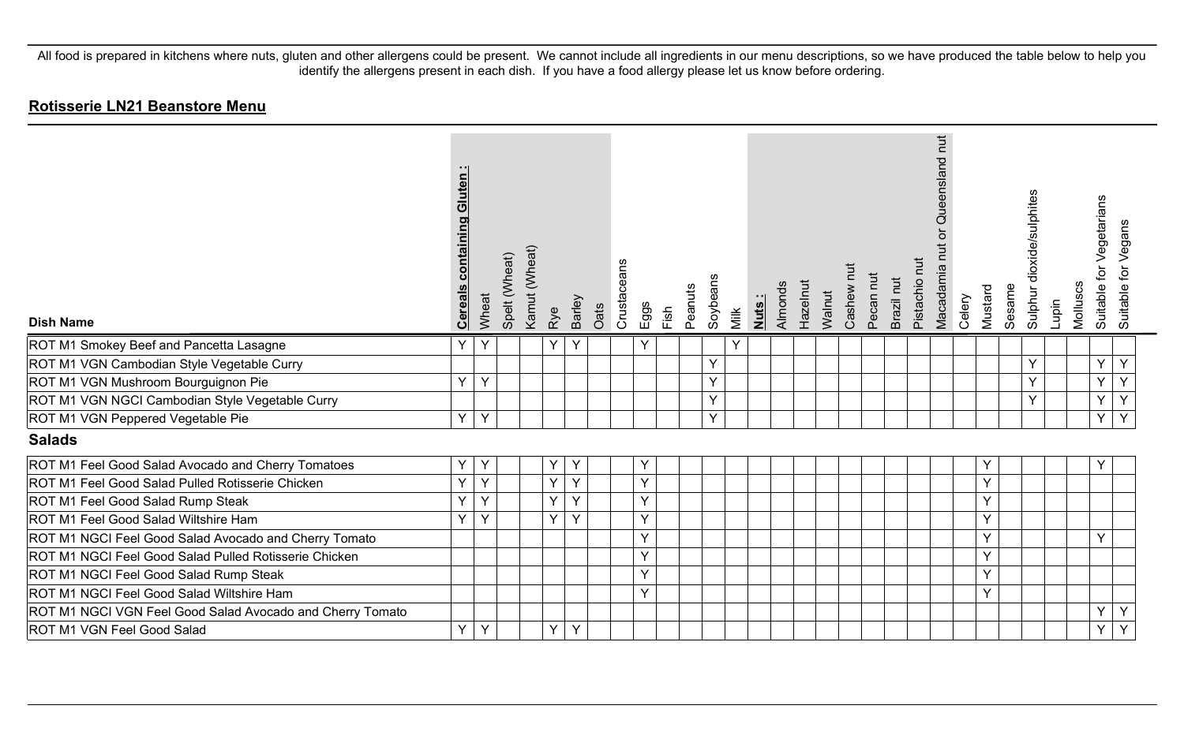All food is prepared in kitchens where nuts, gluten and other allergens could be present. We cannot include all ingredients in our menu descriptions, so we have produced the table below to help you identify the allergens present in each dish. If you have a food allergy please let us know before ordering.

## Rotisserie LN21 Beanstore Menu

| Dish Name | Cereals containing Gluten : | Wheat | Spelt (Wheat) | Kamut (Wheat) | Rye | Barley | Oats | Crustaceans | Eggs | Fish | Peanuts | Soybeans | Milk | Nuts : | Almonds | Hazelnut | Walnut | Cashew nut | Pecan nut | Brazil nut | Pistachio nut | Macadamia nut or Queensland nut | Celery | Mustard | Sesame | Sulphur dioxide/sulphites | Lupin | Molluscs | Suitable for Vegetarians | Suitable for Vegans |
|---|---|---|---|---|---|---|---|---|---|---|---|---|---|---|---|---|---|---|---|---|---|---|---|---|---|---|---|---|---|---|
| ROT M1 Smokey Beef and Pancetta Lasagne | Y | Y | | | Y | Y | | | Y | | | | Y | | | | | | | | | | | | | | | | | |
| ROT M1 VGN Cambodian Style Vegetable Curry | | | | | | | | | | | | Y | | | | | | | | | | | | | | Y | | | Y | Y |
| ROT M1 VGN Mushroom Bourguignon Pie | Y | Y | | | | | | | | | | Y | | | | | | | | | | | | | | Y | | | Y | Y |
| ROT M1 VGN NGCI Cambodian Style Vegetable Curry | | | | | | | | | | | | Y | | | | | | | | | | | | | | Y | | | Y | Y |
| ROT M1 VGN Peppered Vegetable Pie | Y | Y | | | | | | | | | | Y | | | | | | | | | | | | | | | | | Y | Y |
| **Salads** | | | | | | | | | | | | | | | | | | | | | | | | | | | | | | |
| ROT M1 Feel Good Salad Avocado and Cherry Tomatoes | Y | Y | | | Y | Y | | | Y | | | | | | | | | | | | | | | Y | | | | | Y | |
| ROT M1 Feel Good Salad Pulled Rotisserie Chicken | Y | Y | | | Y | Y | | | Y | | | | | | | | | | | | | | | Y | | | | | | |
| ROT M1 Feel Good Salad Rump Steak | Y | Y | | | Y | Y | | | Y | | | | | | | | | | | | | | | Y | | | | | | |
| ROT M1 Feel Good Salad Wiltshire Ham | Y | Y | | | Y | Y | | | Y | | | | | | | | | | | | | | | Y | | | | | | |
| ROT M1 NGCI Feel Good Salad Avocado and Cherry Tomato | | | | | | | | | Y | | | | | | | | | | | | | | | Y | | | | | Y | |
| ROT M1 NGCI Feel Good Salad Pulled Rotisserie Chicken | | | | | | | | | Y | | | | | | | | | | | | | | | Y | | | | | | |
| ROT M1 NGCI Feel Good Salad Rump Steak | | | | | | | | | Y | | | | | | | | | | | | | | | Y | | | | | | |
| ROT M1 NGCI Feel Good Salad Wiltshire Ham | | | | | | | | | Y | | | | | | | | | | | | | | | Y | | | | | | |
| ROT M1 NGCI VGN Feel Good Salad Avocado and Cherry Tomato | | | | | | | | | | | | | | | | | | | | | | | | | | | | | Y | Y |
| ROT M1 VGN Feel Good Salad | Y | Y | | | Y | Y | | | | | | | | | | | | | | | | | | | | | | | Y | Y |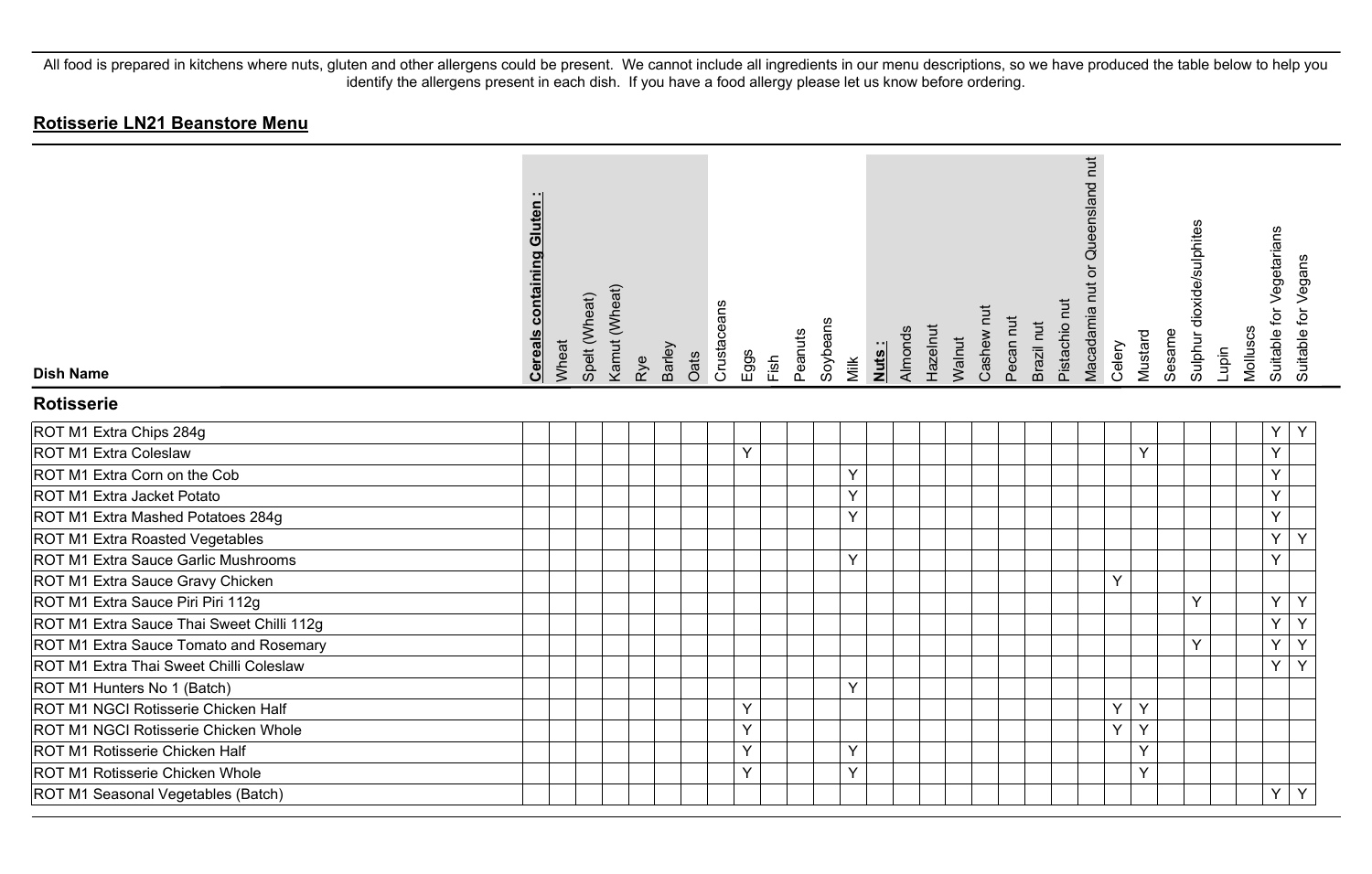All food is prepared in kitchens where nuts, gluten and other allergens could be present. We cannot include all ingredients in our menu descriptions, so we have produced the table below to help you identify the allergens present in each dish. If you have a food allergy please let us know before ordering.

## Rotisserie LN21 Beanstore Menu

| Dish Name | **Cereals containing Gluten :** | Wheat | Spelt (Wheat) | Kamut (Wheat) | Rye | Barley | Oats | Crustaceans | Eggs | Fish | Peanuts | Soybeans | Milk | **Nuts :** | Almonds | Hazelnut | Walnut | Cashew nut | Pecan nut | Brazil nut | Pistachio nut | Macadamia nut or Queensland nut | Celery | Mustard | Sesame | Sulphur dioxide/sulphites | Lupin | Molluscs | Suitable for Vegetarians | Suitable for Vegans |
|---|---|---|---|---|---|---|---|---|---|---|---|---|---|---|---|---|---|---|---|---|---|---|---|---|---|---|---|---|---|---|
| **Rotisserie** | | | | | | | | | | | | | | | | | | | | | | | | | | | | | | |
| ROT M1 Extra Chips 284g | | | | | | | | | | | | | | | | | | | | | | | | | | | | | Y | Y |
| ROT M1 Extra Coleslaw | | | | | | | | | Y | | | | | | | | | | | | | | | Y | | | | | Y | |
| ROT M1 Extra Corn on the Cob | | | | | | | | | | | | | Y | | | | | | | | | | | | | | | | Y | |
| ROT M1 Extra Jacket Potato | | | | | | | | | | | | | Y | | | | | | | | | | | | | | | | Y | |
| ROT M1 Extra Mashed Potatoes 284g | | | | | | | | | | | | | Y | | | | | | | | | | | | | | | | Y | |
| ROT M1 Extra Roasted Vegetables | | | | | | | | | | | | | | | | | | | | | | | | | | | | | Y | Y |
| ROT M1 Extra Sauce Garlic Mushrooms | | | | | | | | | | | | | Y | | | | | | | | | | | | | | | | Y | |
| ROT M1 Extra Sauce Gravy Chicken | | | | | | | | | | | | | | | | | | | | | | | Y | | | | | | | |
| ROT M1 Extra Sauce Piri Piri 112g | | | | | | | | | | | | | | | | | | | | | | | | | | Y | | | Y | Y |
| ROT M1 Extra Sauce Thai Sweet Chilli 112g | | | | | | | | | | | | | | | | | | | | | | | | | | | | | Y | Y |
| ROT M1 Extra Sauce Tomato and Rosemary | | | | | | | | | | | | | | | | | | | | | | | | | | Y | | | Y | Y |
| ROT M1 Extra Thai Sweet Chilli Coleslaw | | | | | | | | | | | | | | | | | | | | | | | | | | | | | Y | Y |
| ROT M1 Hunters No 1 (Batch) | | | | | | | | | | | | | Y | | | | | | | | | | | | | | | | | |
| ROT M1 NGCI Rotisserie Chicken Half | | | | | | | | | Y | | | | | | | | | | | | | | Y | Y | | | | | | |
| ROT M1 NGCI Rotisserie Chicken Whole | | | | | | | | | Y | | | | | | | | | | | | | | Y | Y | | | | | | |
| ROT M1 Rotisserie Chicken Half | | | | | | | | | Y | | | | Y | | | | | | | | | | | Y | | | | | | |
| ROT M1 Rotisserie Chicken Whole | | | | | | | | | Y | | | | Y | | | | | | | | | | | Y | | | | | | |
| ROT M1 Seasonal Vegetables (Batch) | | | | | | | | | | | | | | | | | | | | | | | | | | | | | Y | Y |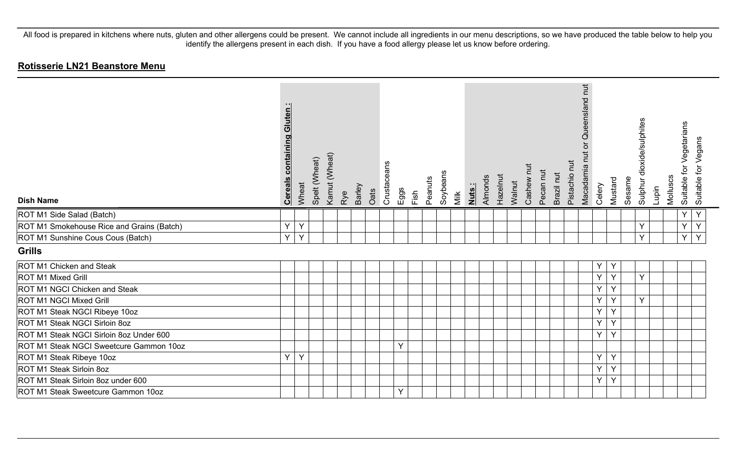All food is prepared in kitchens where nuts, gluten and other allergens could be present. We cannot include all ingredients in our menu descriptions, so we have produced the table below to help you identify the allergens present in each dish. If you have a food allergy please let us know before ordering.

## **Rotisserie LN21 Beanstore Menu**

| Dish Name | **Cereals containing Gluten :** | Wheat | Spelt (Wheat) | Kamut (Wheat) | Rye | Barley | Oats | Crustaceans | Eggs | Fish | Peanuts | Soybeans | Milk | **Nuts :** | Almonds | Hazelnut | Walnut | Cashew nut | Pecan nut | Brazil nut | Pistachio nut | Macadamia nut or Queensland nut | Celery | Mustard | Sesame | Sulphur dioxide/sulphites | Lupin | Molluscs | Suitable for Vegetarians | Suitable for Vegans |
|---|---|---|---|---|---|---|---|---|---|---|---|---|---|---|---|---|---|---|---|---|---|---|---|---|---|---|---|---|---|---|
| ROT M1 Side Salad (Batch) | | | | | | | | | | | | | | | | | | | | | | | | | | | | | Y | Y |
| ROT M1 Smokehouse Rice and Grains (Batch) | Y | Y | | | | | | | | | | | | | | | | | | | | | | | | Y | | | Y | Y |
| ROT M1 Sunshine Cous Cous (Batch) | Y | Y | | | | | | | | | | | | | | | | | | | | | | | | Y | | | Y | Y |
| **Grills** | | | | | | | | | | | | | | | | | | | | | | | | | | | | | | |
| ROT M1 Chicken and Steak | | | | | | | | | | | | | | | | | | | | | | | Y | Y | | | | | | |
| ROT M1 Mixed Grill | | | | | | | | | | | | | | | | | | | | | | | Y | Y | | Y | | | | |
| ROT M1 NGCI Chicken and Steak | | | | | | | | | | | | | | | | | | | | | | | Y | Y | | | | | | |
| ROT M1 NGCI Mixed Grill | | | | | | | | | | | | | | | | | | | | | | | Y | Y | | Y | | | | |
| ROT M1 Steak NGCI Ribeye 10oz | | | | | | | | | | | | | | | | | | | | | | | Y | Y | | | | | | |
| ROT M1 Steak NGCI Sirloin 8oz | | | | | | | | | | | | | | | | | | | | | | | Y | Y | | | | | | |
| ROT M1 Steak NGCI Sirloin 8oz Under 600 | | | | | | | | | | | | | | | | | | | | | | | Y | Y | | | | | | |
| ROT M1 Steak NGCI Sweetcure Gammon 10oz | | | | | | | | | Y | | | | | | | | | | | | | | | | | | | | | |
| ROT M1 Steak Ribeye 10oz | Y | Y | | | | | | | | | | | | | | | | | | | | | Y | Y | | | | | | |
| ROT M1 Steak Sirloin 8oz | | | | | | | | | | | | | | | | | | | | | | | Y | Y | | | | | | |
| ROT M1 Steak Sirloin 8oz under 600 | | | | | | | | | | | | | | | | | | | | | | | Y | Y | | | | | | |
| ROT M1 Steak Sweetcure Gammon 10oz | | | | | | | | | Y | | | | | | | | | | | | | | | | | | | | | |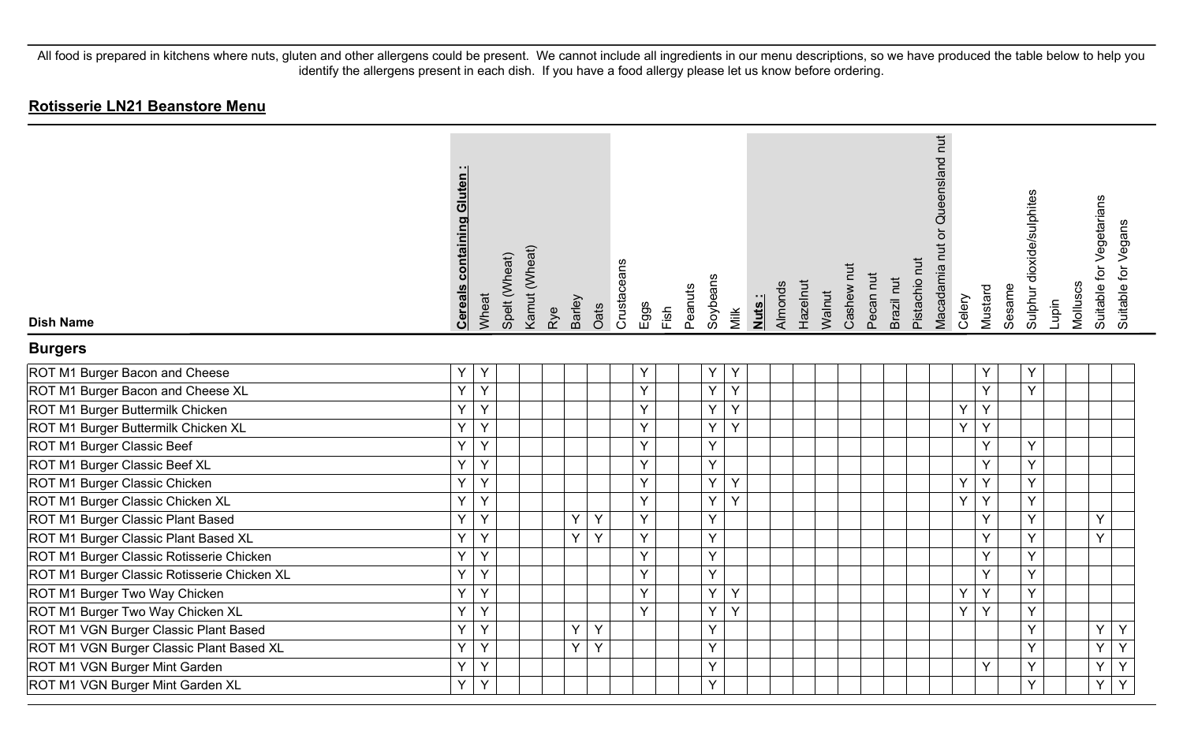All food is prepared in kitchens where nuts, gluten and other allergens could be present. We cannot include all ingredients in our menu descriptions, so we have produced the table below to help you identify the allergens present in each dish. If you have a food allergy please let us know before ordering.

## Rotisserie LN21 Beanstore Menu

| Dish Name | Cereals containing Gluten : | Wheat | Spelt (Wheat) | Kamut (Wheat) | Rye | Barley | Oats | Crustaceans | Eggs | Fish | Peanuts | Soybeans | Milk | Nuts : | Almonds | Hazelnut | Walnut | Cashew nut | Pecan nut | Brazil nut | Pistachio nut | Macadamia nut or Queensland nut | Celery | Mustard | Sesame | Sulphur dioxide/sulphites | Lupin | Molluscs | Suitable for Vegetarians | Suitable for Vegans |
|---|---|---|---|---|---|---|---|---|---|---|---|---|---|---|---|---|---|---|---|---|---|---|---|---|---|---|---|---|---|---|
| **Burgers** | | | | | | | | | | | | | | | | | | | | | | | | | | | | | | |
| ROT M1 Burger Bacon and Cheese | Y | Y | | | | | | | Y | | | Y | Y | | | | | | | | | | | Y | | Y | | | | |
| ROT M1 Burger Bacon and Cheese XL | Y | Y | | | | | | | Y | | | Y | Y | | | | | | | | | | | Y | | Y | | | | |
| ROT M1 Burger Buttermilk Chicken | Y | Y | | | | | | | Y | | | Y | Y | | | | | | | | | | Y | Y | | | | | | |
| ROT M1 Burger Buttermilk Chicken XL | Y | Y | | | | | | | Y | | | Y | Y | | | | | | | | | | Y | Y | | | | | | |
| ROT M1 Burger Classic Beef | Y | Y | | | | | | | Y | | | Y | | | | | | | | | | | | Y | | Y | | | | |
| ROT M1 Burger Classic Beef XL | Y | Y | | | | | | | Y | | | Y | | | | | | | | | | | | Y | | Y | | | | |
| ROT M1 Burger Classic Chicken | Y | Y | | | | | | | Y | | | Y | Y | | | | | | | | | | Y | Y | | Y | | | | |
| ROT M1 Burger Classic Chicken XL | Y | Y | | | | | | | Y | | | Y | Y | | | | | | | | | | Y | Y | | Y | | | | |
| ROT M1 Burger Classic Plant Based | Y | Y | | | | Y | Y | | Y | | | Y | | | | | | | | | | | | Y | | Y | | | Y | |
| ROT M1 Burger Classic Plant Based XL | Y | Y | | | | Y | Y | | Y | | | Y | | | | | | | | | | | | Y | | Y | | | Y | |
| ROT M1 Burger Classic Rotisserie Chicken | Y | Y | | | | | | | Y | | | Y | | | | | | | | | | | | Y | | Y | | | | |
| ROT M1 Burger Classic Rotisserie Chicken XL | Y | Y | | | | | | | Y | | | Y | | | | | | | | | | | | Y | | Y | | | | |
| ROT M1 Burger Two Way Chicken | Y | Y | | | | | | | Y | | | Y | Y | | | | | | | | | | Y | Y | | Y | | | | |
| ROT M1 Burger Two Way Chicken XL | Y | Y | | | | | | | Y | | | Y | Y | | | | | | | | | | Y | Y | | Y | | | | |
| ROT M1 VGN Burger Classic Plant Based | Y | Y | | | | Y | Y | | | | | Y | | | | | | | | | | | | | | Y | | | Y | Y |
| ROT M1 VGN Burger Classic Plant Based XL | Y | Y | | | | Y | Y | | | | | Y | | | | | | | | | | | | | | Y | | | Y | Y |
| ROT M1 VGN Burger Mint Garden | Y | Y | | | | | | | | | | Y | | | | | | | | | | | | Y | | Y | | | Y | Y |
| ROT M1 VGN Burger Mint Garden XL | Y | Y | | | | | | | | | | Y | | | | | | | | | | | | | | Y | | | Y | Y |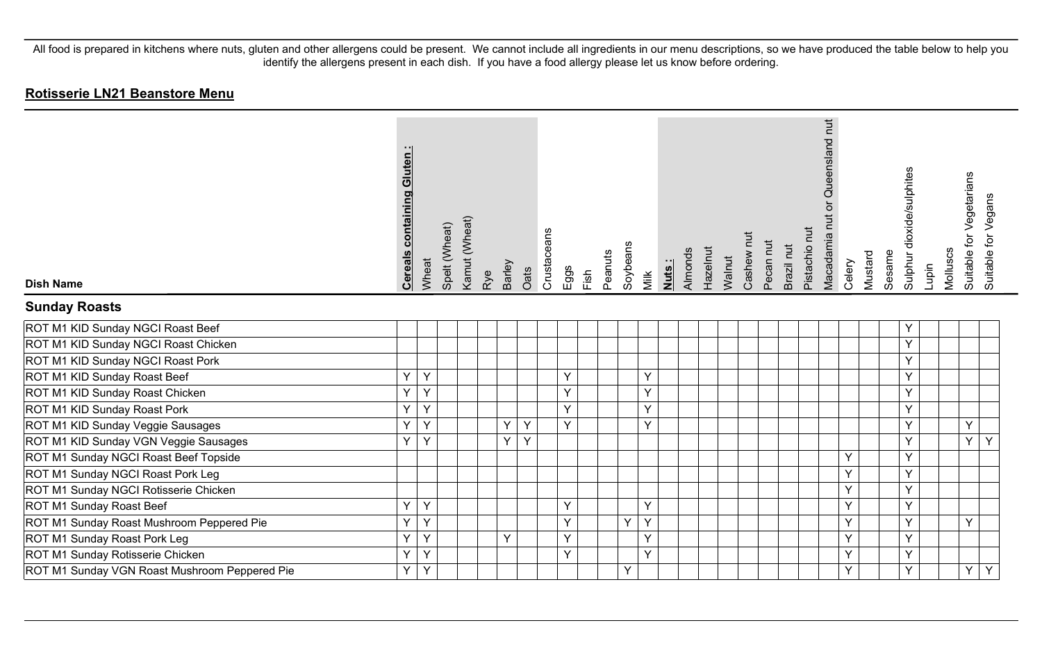All food is prepared in kitchens where nuts, gluten and other allergens could be present. We cannot include all ingredients in our menu descriptions, so we have produced the table below to help you identify the allergens present in each dish. If you have a food allergy please let us know before ordering.

## Rotisserie LN21 Beanstore Menu

| Dish Name | Cereals containing Gluten : | Wheat | Spelt (Wheat) | Kamut (Wheat) | Rye | Barley | Oats | Crustaceans | Eggs | Fish | Peanuts | Soybeans | Milk | Nuts : | Almonds | Hazelnut | Walnut | Cashew nut | Pecan nut | Brazil nut | Pistachio nut | Macadamia nut or Queensland nut | Celery | Mustard | Sesame | Sulphur dioxide/sulphites | Lupin | Molluscs | Suitable for Vegetarians | Suitable for Vegans |
|---|---|---|---|---|---|---|---|---|---|---|---|---|---|---|---|---|---|---|---|---|---|---|---|---|---|---|---|---|---|---|
| **Sunday Roasts** | | | | | | | | | | | | | | | | | | | | | | | | | | | | | | |
| ROT M1 KID Sunday NGCI Roast Beef | | | | | | | | | | | | | | | | | | | | | | | | | | Y | | | | |
| ROT M1 KID Sunday NGCI Roast Chicken | | | | | | | | | | | | | | | | | | | | | | | | | | Y | | | | |
| ROT M1 KID Sunday NGCI Roast Pork | | | | | | | | | | | | | | | | | | | | | | | | | | Y | | | | |
| ROT M1 KID Sunday Roast Beef | Y | Y | | | | | | | Y | | | | Y | | | | | | | | | | | | | Y | | | | |
| ROT M1 KID Sunday Roast Chicken | Y | Y | | | | | | | Y | | | | Y | | | | | | | | | | | | | Y | | | | |
| ROT M1 KID Sunday Roast Pork | Y | Y | | | | | | | Y | | | | Y | | | | | | | | | | | | | Y | | | | |
| ROT M1 KID Sunday Veggie Sausages | Y | Y | | | | Y | Y | | Y | | | | Y | | | | | | | | | | | | | Y | | | Y | |
| ROT M1 KID Sunday VGN Veggie Sausages | Y | Y | | | | Y | Y | | | | | | | | | | | | | | | | | | | Y | | | Y | Y |
| ROT M1 Sunday NGCI Roast Beef Topside | | | | | | | | | | | | | | | | | | | | | | | Y | | | Y | | | | |
| ROT M1 Sunday NGCI Roast Pork Leg | | | | | | | | | | | | | | | | | | | | | | | Y | | | Y | | | | |
| ROT M1 Sunday NGCI Rotisserie Chicken | | | | | | | | | | | | | | | | | | | | | | | Y | | | Y | | | | |
| ROT M1 Sunday Roast Beef | Y | Y | | | | | | | Y | | | | Y | | | | | | | | | | Y | | | Y | | | | |
| ROT M1 Sunday Roast Mushroom Peppered Pie | Y | Y | | | | | | | Y | | | Y | Y | | | | | | | | | | Y | | | Y | | | Y | |
| ROT M1 Sunday Roast Pork Leg | Y | Y | | | | Y | | | Y | | | | Y | | | | | | | | | | Y | | | Y | | | | |
| ROT M1 Sunday Rotisserie Chicken | Y | Y | | | | | | | Y | | | | Y | | | | | | | | | | Y | | | Y | | | | |
| ROT M1 Sunday VGN Roast Mushroom Peppered Pie | Y | Y | | | | | | | | | | Y | | | | | | | | | | | Y | | | Y | | | Y | Y |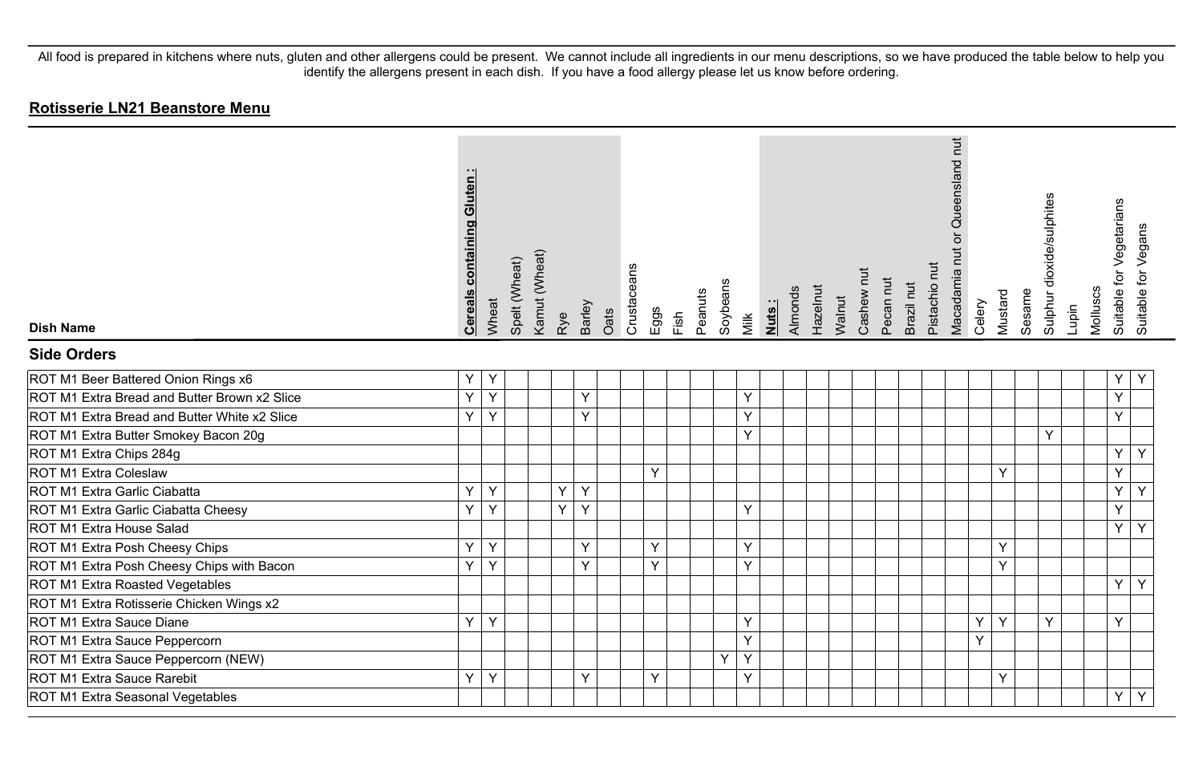All food is prepared in kitchens where nuts, gluten and other allergens could be present. We cannot include all ingredients in our menu descriptions, so we have produced the table below to help you identify the allergens present in each dish. If you have a food allergy please let us know before ordering.

## Rotisserie LN21 Beanstore Menu

| Dish Name | **Cereals containing Gluten :** | Wheat | Spelt (Wheat) | Kamut (Wheat) | Rye | Barley | Oats | Crustaceans | Eggs | Fish | Peanuts | Soybeans | Milk | **Nuts :** | Almonds | Hazelnut | Walnut | Cashew nut | Pecan nut | Brazil nut | Pistachio nut | Macadamia nut or Queensland nut | Celery | Mustard | Sesame | Sulphur dioxide/sulphites | Lupin | Molluscs | Suitable for Vegetarians | Suitable for Vegans |
|---|---|---|---|---|---|---|---|---|---|---|---|---|---|---|---|---|---|---|---|---|---|---|---|---|---|---|---|---|---|---|
| **Side Orders** | | | | | | | | | | | | | | | | | | | | | | | | | | | | | | |
| ROT M1 Beer Battered Onion Rings x6 | Y | Y | | | | | | | | | | | | | | | | | | | | | | | | | | | Y | Y |
| ROT M1 Extra Bread and Butter Brown x2 Slice | Y | Y | | | | Y | | | | | | | Y | | | | | | | | | | | | | | | | Y | |
| ROT M1 Extra Bread and Butter White x2 Slice | Y | Y | | | | Y | | | | | | | Y | | | | | | | | | | | | | | | | Y | |
| ROT M1 Extra Butter Smokey Bacon 20g | | | | | | | | | | | | | Y | | | | | | | | | | | | | Y | | | | |
| ROT M1 Extra Chips 284g | | | | | | | | | | | | | | | | | | | | | | | | | | | | | Y | Y |
| ROT M1 Extra Coleslaw | | | | | | | | | Y | | | | | | | | | | | | | | | Y | | | | | Y | |
| ROT M1 Extra Garlic Ciabatta | Y | Y | | | Y | Y | | | | | | | | | | | | | | | | | | | | | | | Y | Y |
| ROT M1 Extra Garlic Ciabatta Cheesy | Y | Y | | | Y | Y | | | | | | | Y | | | | | | | | | | | | | | | | Y | |
| ROT M1 Extra House Salad | | | | | | | | | | | | | | | | | | | | | | | | | | | | | Y | Y |
| ROT M1 Extra Posh Cheesy Chips | Y | Y | | | | Y | | | Y | | | | Y | | | | | | | | | | | Y | | | | | | |
| ROT M1 Extra Posh Cheesy Chips with Bacon | Y | Y | | | | Y | | | Y | | | | Y | | | | | | | | | | | Y | | | | | | |
| ROT M1 Extra Roasted Vegetables | | | | | | | | | | | | | | | | | | | | | | | | | | | | | Y | Y |
| ROT M1 Extra Rotisserie Chicken Wings x2 | | | | | | | | | | | | | | | | | | | | | | | | | | | | | | |
| ROT M1 Extra Sauce Diane | Y | Y | | | | | | | | | | | Y | | | | | | | | | | Y | Y | | Y | | | Y | |
| ROT M1 Extra Sauce Peppercorn | | | | | | | | | | | | | Y | | | | | | | | | | Y | | | | | | | |
| ROT M1 Extra Sauce Peppercorn (NEW) | | | | | | | | | | | | Y | Y | | | | | | | | | | | | | | | | | |
| ROT M1 Extra Sauce Rarebit | Y | Y | | | | Y | | | Y | | | | Y | | | | | | | | | | | Y | | | | | | |
| ROT M1 Extra Seasonal Vegetables | | | | | | | | | | | | | | | | | | | | | | | | | | | | | Y | Y |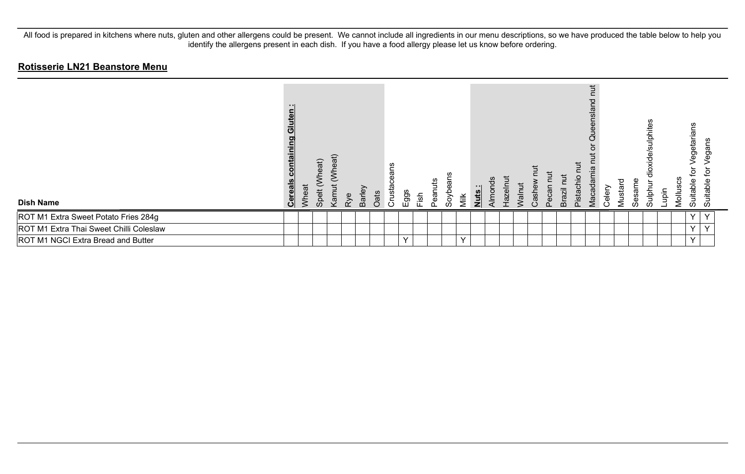All food is prepared in kitchens where nuts, gluten and other allergens could be present. We cannot include all ingredients in our menu descriptions, so we have produced the table below to help you identify the allergens present in each dish. If you have a food allergy please let us know before ordering.

## Rotisserie LN21 Beanstore Menu

| Dish Name | **Cereals containing Gluten :** | Wheat | Spelt (Wheat) | Kamut (Wheat) | Rye | Barley | Oats | Crustaceans | Eggs | Fish | Peanuts | Soybeans | Milk | **Nuts :** | Almonds | Hazelnut | Walnut | Cashew nut | Pecan nut | Brazil nut | Pistachio nut | Macadamia nut or Queensland nut | Celery | Mustard | Sesame | Sulphur dioxide/sulphites | Lupin | Molluscs | Suitable for Vegetarians | Suitable for Vegans |
|---|---|---|---|---|---|---|---|---|---|---|---|---|---|---|---|---|---|---|---|---|---|---|---|---|---|---|---|---|---|---|
| ROT M1 Extra Sweet Potato Fries 284g | | | | | | | | | | | | | | | | | | | | | | | | | | | | | Y | Y |
| ROT M1 Extra Thai Sweet Chilli Coleslaw | | | | | | | | | | | | | | | | | | | | | | | | | | | | | Y | Y |
| ROT M1 NGCI Extra Bread and Butter | | | | | | | | | Y | | | | Y | | | | | | | | | | | | | | | | Y | |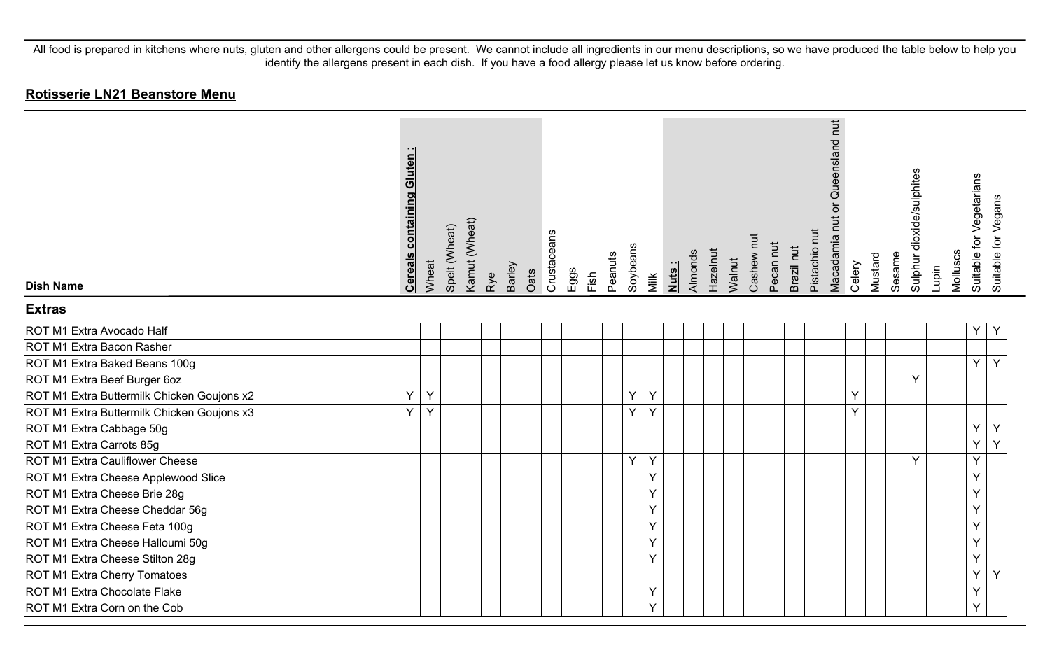All food is prepared in kitchens where nuts, gluten and other allergens could be present. We cannot include all ingredients in our menu descriptions, so we have produced the table below to help you identify the allergens present in each dish. If you have a food allergy please let us know before ordering.

## **Rotisserie LN21 Beanstore Menu**

| Dish Name | **Cereals containing Gluten :** | Wheat | Spelt (Wheat) | Kamut (Wheat) | Rye | Barley | Oats | Crustaceans | Eggs | Fish | Peanuts | Soybeans | Milk | **Nuts :** | Almonds | Hazelnut | Walnut | Cashew nut | Pecan nut | Brazil nut | Pistachio nut | Macadamia nut or Queensland nut | Celery | Mustard | Sesame | Sulphur dioxide/sulphites | Lupin | Molluscs | Suitable for Vegetarians | Suitable for Vegans |
|---|---|---|---|---|---|---|---|---|---|---|---|---|---|---|---|---|---|---|---|---|---|---|---|---|---|---|---|---|---|---|
| **Extras** | | | | | | | | | | | | | | | | | | | | | | | | | | | | | | |
| ROT M1 Extra Avocado Half | | | | | | | | | | | | | | | | | | | | | | | | | | | | | Y | Y |
| ROT M1 Extra Bacon Rasher | | | | | | | | | | | | | | | | | | | | | | | | | | | | | | |
| ROT M1 Extra Baked Beans 100g | | | | | | | | | | | | | | | | | | | | | | | | | | | | | Y | Y |
| ROT M1 Extra Beef Burger 6oz | | | | | | | | | | | | | | | | | | | | | | | | | | Y | | | | |
| ROT M1 Extra Buttermilk Chicken Goujons x2 | Y | Y | | | | | | | | | | Y | Y | | | | | | | | | | Y | | | | | | | |
| ROT M1 Extra Buttermilk Chicken Goujons x3 | Y | Y | | | | | | | | | | Y | Y | | | | | | | | | | Y | | | | | | | |
| ROT M1 Extra Cabbage 50g | | | | | | | | | | | | | | | | | | | | | | | | | | | | | Y | Y |
| ROT M1 Extra Carrots 85g | | | | | | | | | | | | | | | | | | | | | | | | | | | | | Y | Y |
| ROT M1 Extra Cauliflower Cheese | | | | | | | | | | | | Y | Y | | | | | | | | | | | | | Y | | | Y | |
| ROT M1 Extra Cheese Applewood Slice | | | | | | | | | | | | | Y | | | | | | | | | | | | | | | | Y | |
| ROT M1 Extra Cheese Brie 28g | | | | | | | | | | | | | Y | | | | | | | | | | | | | | | | Y | |
| ROT M1 Extra Cheese Cheddar 56g | | | | | | | | | | | | | Y | | | | | | | | | | | | | | | | Y | |
| ROT M1 Extra Cheese Feta 100g | | | | | | | | | | | | | Y | | | | | | | | | | | | | | | | Y | |
| ROT M1 Extra Cheese Halloumi 50g | | | | | | | | | | | | | Y | | | | | | | | | | | | | | | | Y | |
| ROT M1 Extra Cheese Stilton 28g | | | | | | | | | | | | | Y | | | | | | | | | | | | | | | | Y | |
| ROT M1 Extra Cherry Tomatoes | | | | | | | | | | | | | | | | | | | | | | | | | | | | | Y | Y |
| ROT M1 Extra Chocolate Flake | | | | | | | | | | | | | Y | | | | | | | | | | | | | | | | Y | |
| ROT M1 Extra Corn on the Cob | | | | | | | | | | | | | Y | | | | | | | | | | | | | | | | Y | |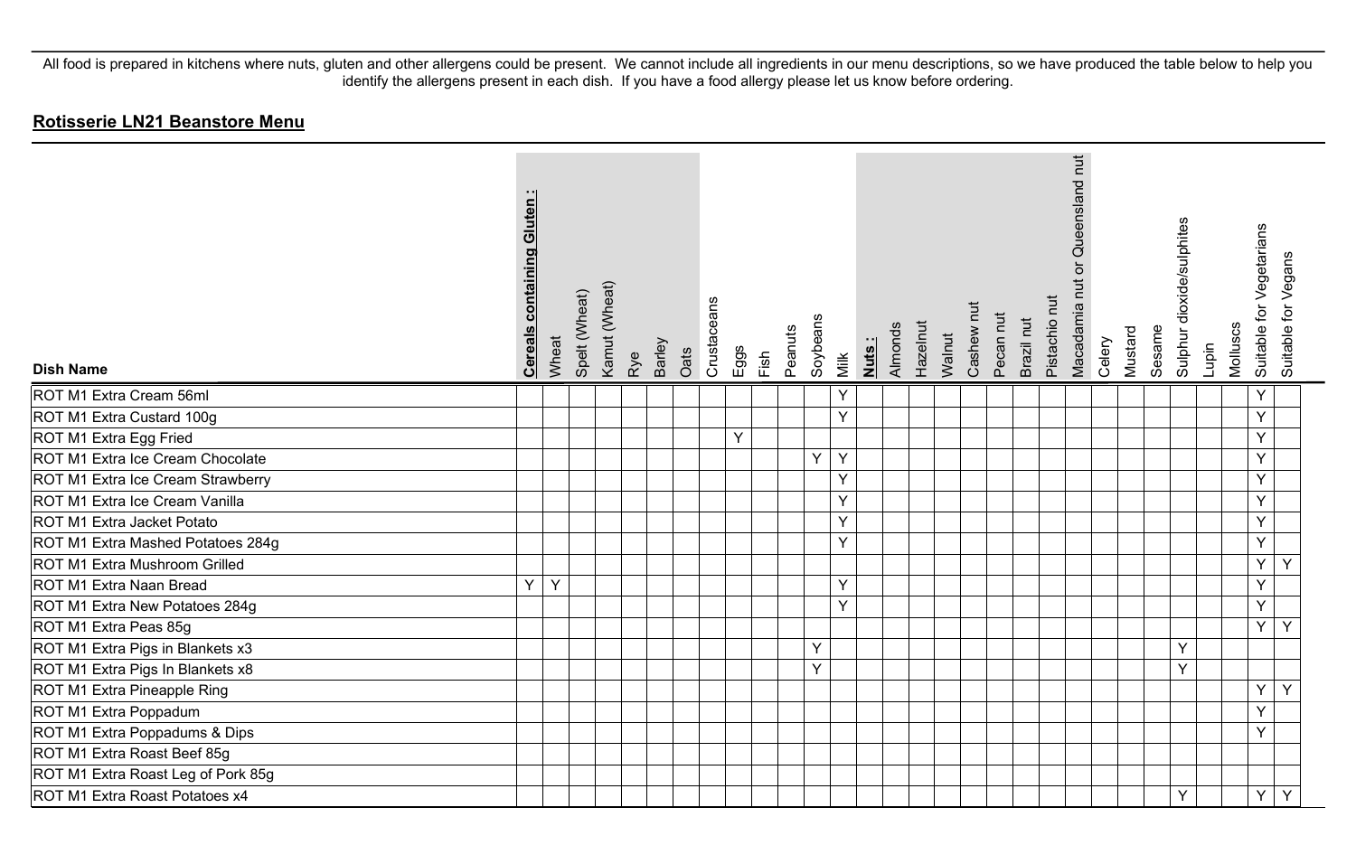All food is prepared in kitchens where nuts, gluten and other allergens could be present. We cannot include all ingredients in our menu descriptions, so we have produced the table below to help you identify the allergens present in each dish. If you have a food allergy please let us know before ordering.

## Rotisserie LN21 Beanstore Menu

| Dish Name | Cereals containing Gluten : | Wheat | Spelt (Wheat) | Kamut (Wheat) | Rye | Barley | Oats | Crustaceans | Eggs | Fish | Peanuts | Soybeans | Milk | Nuts : | Almonds | Hazelnut | Walnut | Cashew nut | Pecan nut | Brazil nut | Pistachio nut | Macadamia nut or Queensland nut | Celery | Mustard | Sesame | Sulphur dioxide/sulphites | Lupin | Molluscs | Suitable for Vegetarians | Suitable for Vegans |
|---|---|---|---|---|---|---|---|---|---|---|---|---|---|---|---|---|---|---|---|---|---|---|---|---|---|---|---|---|---|---|
| ROT M1 Extra Cream 56ml | | | | | | | | | | | | | Y | | | | | | | | | | | | | | | | Y | |
| ROT M1 Extra Custard 100g | | | | | | | | | | | | | Y | | | | | | | | | | | | | | | | Y | |
| ROT M1 Extra Egg Fried | | | | | | | | | Y | | | | | | | | | | | | | | | | | | | | Y | |
| ROT M1 Extra Ice Cream Chocolate | | | | | | | | | | | | Y | Y | | | | | | | | | | | | | | | | Y | |
| ROT M1 Extra Ice Cream Strawberry | | | | | | | | | | | | | Y | | | | | | | | | | | | | | | | Y | |
| ROT M1 Extra Ice Cream Vanilla | | | | | | | | | | | | | Y | | | | | | | | | | | | | | | | Y | |
| ROT M1 Extra Jacket Potato | | | | | | | | | | | | | Y | | | | | | | | | | | | | | | | Y | |
| ROT M1 Extra Mashed Potatoes 284g | | | | | | | | | | | | | Y | | | | | | | | | | | | | | | | Y | |
| ROT M1 Extra Mushroom Grilled | | | | | | | | | | | | | | | | | | | | | | | | | | | | | Y | Y |
| ROT M1 Extra Naan Bread | Y | Y | | | | | | | | | | | Y | | | | | | | | | | | | | | | | Y | |
| ROT M1 Extra New Potatoes 284g | | | | | | | | | | | | | Y | | | | | | | | | | | | | | | | Y | |
| ROT M1 Extra Peas 85g | | | | | | | | | | | | | | | | | | | | | | | | | | | | | Y | Y |
| ROT M1 Extra Pigs in Blankets x3 | | | | | | | | | | | | Y | | | | | | | | | | | | | | Y | | | | |
| ROT M1 Extra Pigs In Blankets x8 | | | | | | | | | | | | Y | | | | | | | | | | | | | | Y | | | | |
| ROT M1 Extra Pineapple Ring | | | | | | | | | | | | | | | | | | | | | | | | | | | | | Y | Y |
| ROT M1 Extra Poppadum | | | | | | | | | | | | | | | | | | | | | | | | | | | | | Y | |
| ROT M1 Extra Poppadums & Dips | | | | | | | | | | | | | | | | | | | | | | | | | | | | | Y | |
| ROT M1 Extra Roast Beef 85g | | | | | | | | | | | | | | | | | | | | | | | | | | | | | | |
| ROT M1 Extra Roast Leg of Pork 85g | | | | | | | | | | | | | | | | | | | | | | | | | | | | | | |
| ROT M1 Extra Roast Potatoes x4 | | | | | | | | | | | | | | | | | | | | | | | | | | Y | | | Y | Y |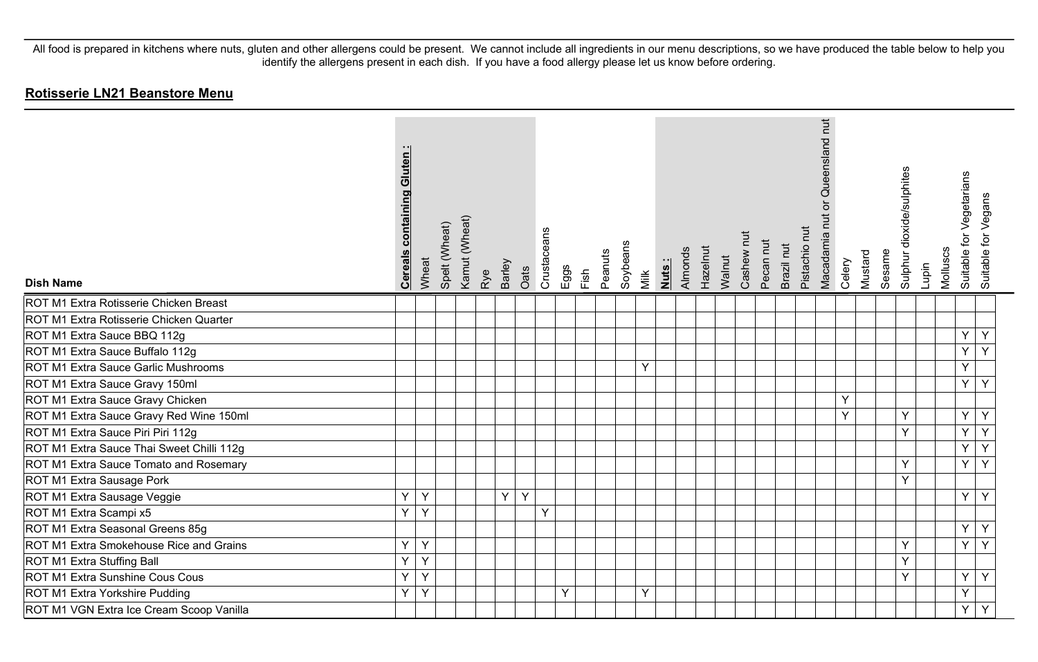All food is prepared in kitchens where nuts, gluten and other allergens could be present. We cannot include all ingredients in our menu descriptions, so we have produced the table below to help you identify the allergens present in each dish. If you have a food allergy please let us know before ordering.

## Rotisserie LN21 Beanstore Menu

| Dish Name | **Cereals containing Gluten :** | Wheat | Spelt (Wheat) | Kamut (Wheat) | Rye | Barley | Oats | Crustaceans | Eggs | Fish | Peanuts | Soybeans | Milk | **Nuts :** | Almonds | Hazelnut | Walnut | Cashew nut | Pecan nut | Brazil nut | Pistachio nut | Macadamia nut or Queensland nut | Celery | Mustard | Sesame | Sulphur dioxide/sulphites | Lupin | Molluscs | Suitable for Vegetarians | Suitable for Vegans |
|---|---|---|---|---|---|---|---|---|---|---|---|---|---|---|---|---|---|---|---|---|---|---|---|---|---|---|---|---|---|---|
| ROT M1 Extra Rotisserie Chicken Breast | | | | | | | | | | | | | | | | | | | | | | | | | | | | | | |
| ROT M1 Extra Rotisserie Chicken Quarter | | | | | | | | | | | | | | | | | | | | | | | | | | | | | | |
| ROT M1 Extra Sauce BBQ 112g | | | | | | | | | | | | | | | | | | | | | | | | | | | | | Y | Y |
| ROT M1 Extra Sauce Buffalo 112g | | | | | | | | | | | | | | | | | | | | | | | | | | | | | Y | Y |
| ROT M1 Extra Sauce Garlic Mushrooms | | | | | | | | | | | | | Y | | | | | | | | | | | | | | | | Y | |
| ROT M1 Extra Sauce Gravy 150ml | | | | | | | | | | | | | | | | | | | | | | | | | | | | | Y | Y |
| ROT M1 Extra Sauce Gravy Chicken | | | | | | | | | | | | | | | | | | | | | | | Y | | | | | | | |
| ROT M1 Extra Sauce Gravy Red Wine 150ml | | | | | | | | | | | | | | | | | | | | | | | Y | | | Y | | | Y | Y |
| ROT M1 Extra Sauce Piri Piri 112g | | | | | | | | | | | | | | | | | | | | | | | | | | Y | | | Y | Y |
| ROT M1 Extra Sauce Thai Sweet Chilli 112g | | | | | | | | | | | | | | | | | | | | | | | | | | | | | Y | Y |
| ROT M1 Extra Sauce Tomato and Rosemary | | | | | | | | | | | | | | | | | | | | | | | | | | Y | | | Y | Y |
| ROT M1 Extra Sausage Pork | | | | | | | | | | | | | | | | | | | | | | | | | | Y | | | | |
| ROT M1 Extra Sausage Veggie | Y | Y | | | | Y | Y | | | | | | | | | | | | | | | | | | | | | | Y | Y |
| ROT M1 Extra Scampi x5 | Y | Y | | | | | | Y | | | | | | | | | | | | | | | | | | | | | | |
| ROT M1 Extra Seasonal Greens 85g | | | | | | | | | | | | | | | | | | | | | | | | | | | | | Y | Y |
| ROT M1 Extra Smokehouse Rice and Grains | Y | Y | | | | | | | | | | | | | | | | | | | | | | | | Y | | | Y | Y |
| ROT M1 Extra Stuffing Ball | Y | Y | | | | | | | | | | | | | | | | | | | | | | | | Y | | | | |
| ROT M1 Extra Sunshine Cous Cous | Y | Y | | | | | | | | | | | | | | | | | | | | | | | | Y | | | Y | Y |
| ROT M1 Extra Yorkshire Pudding | Y | Y | | | | | | | Y | | | | Y | | | | | | | | | | | | | | | | Y | |
| ROT M1 VGN Extra Ice Cream Scoop Vanilla | | | | | | | | | | | | | | | | | | | | | | | | | | | | | Y | Y |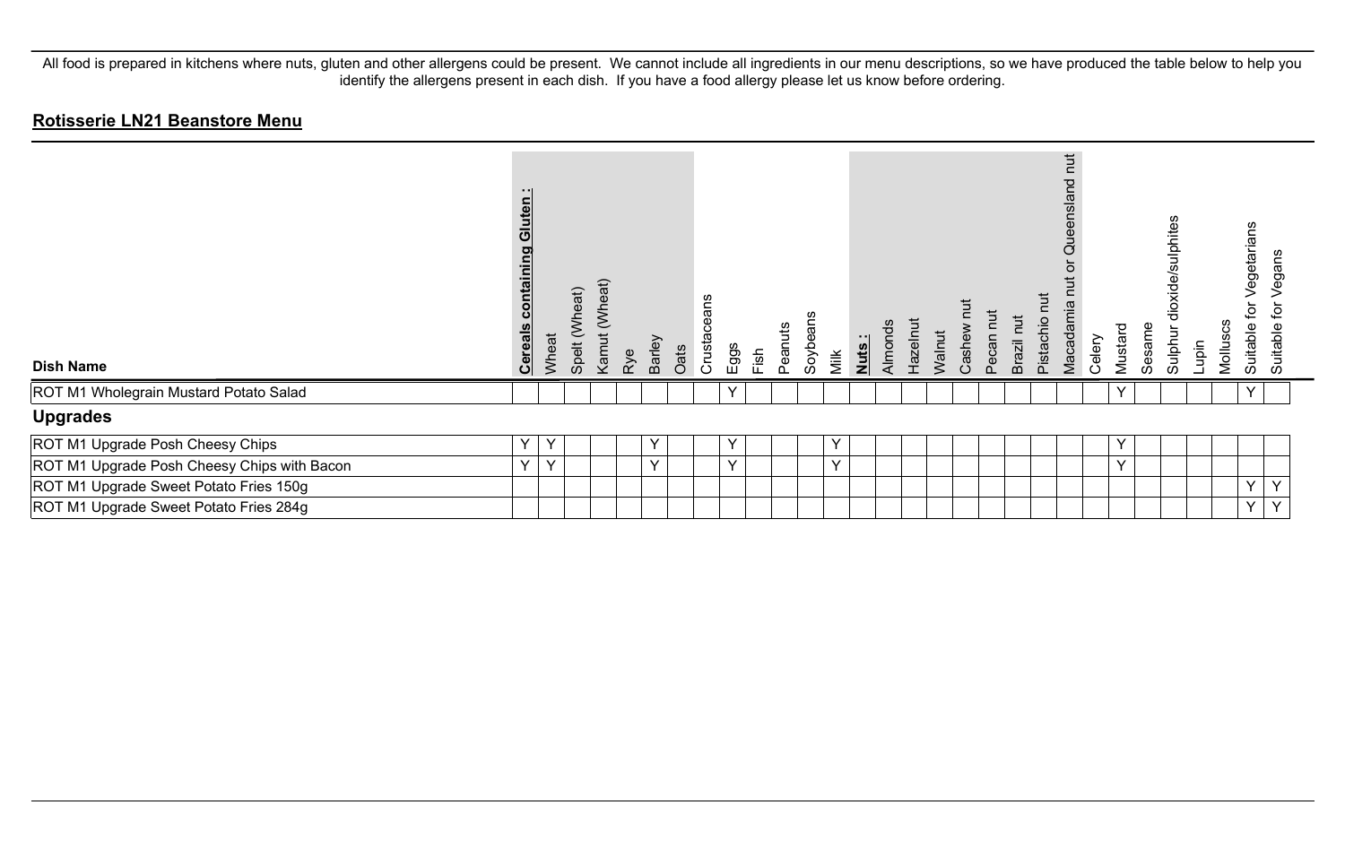All food is prepared in kitchens where nuts, gluten and other allergens could be present. We cannot include all ingredients in our menu descriptions, so we have produced the table below to help you identify the allergens present in each dish. If you have a food allergy please let us know before ordering.

## Rotisserie LN21 Beanstore Menu

| Dish Name | **Cereals containing Gluten :** | Wheat | Spelt (Wheat) | Kamut (Wheat) | Rye | Barley | Oats | Crustaceans | Eggs | Fish | Peanuts | Soybeans | Milk | **Nuts :** | Almonds | Hazelnut | Walnut | Cashew nut | Pecan nut | Brazil nut | Pistachio nut | Macadamia nut or Queensland nut | Celery | Mustard | Sesame | Sulphur dioxide/sulphites | Lupin | Molluscs | Suitable for Vegetarians | Suitable for Vegans |
|---|---|---|---|---|---|---|---|---|---|---|---|---|---|---|---|---|---|---|---|---|---|---|---|---|---|---|---|---|---|---|
| ROT M1 Wholegrain Mustard Potato Salad | | | | | | | | | Y | | | | | | | | | | | | | | | Y | | | | | Y | |
| **Upgrades** | | | | | | | | | | | | | | | | | | | | | | | | | | | | | | |
| ROT M1 Upgrade Posh Cheesy Chips | Y | Y | | | | Y | | | Y | | | | Y | | | | | | | | | | | Y | | | | | | |
| ROT M1 Upgrade Posh Cheesy Chips with Bacon | Y | Y | | | | Y | | | Y | | | | Y | | | | | | | | | | | Y | | | | | | |
| ROT M1 Upgrade Sweet Potato Fries 150g | | | | | | | | | | | | | | | | | | | | | | | | | | | | | Y | Y |
| ROT M1 Upgrade Sweet Potato Fries 284g | | | | | | | | | | | | | | | | | | | | | | | | | | | | | Y | Y |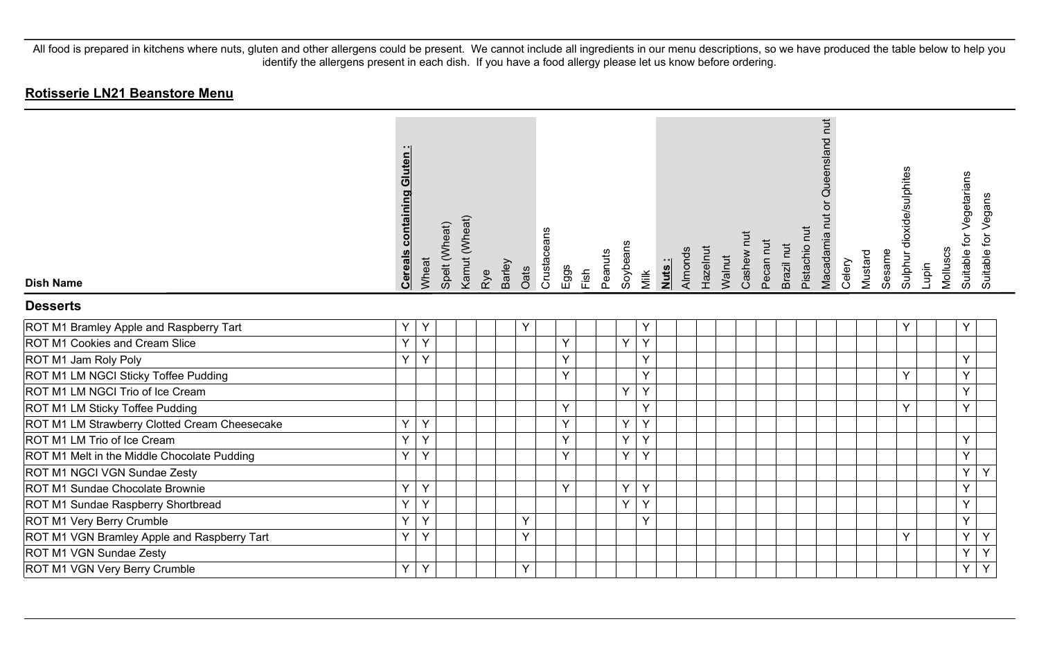All food is prepared in kitchens where nuts, gluten and other allergens could be present. We cannot include all ingredients in our menu descriptions, so we have produced the table below to help you identify the allergens present in each dish. If you have a food allergy please let us know before ordering.

## **Rotisserie LN21 Beanstore Menu**

| Dish Name | **Cereals containing Gluten :** | Wheat | Spelt (Wheat) | Kamut (Wheat) | Rye | Barley | Oats | Crustaceans | Eggs | Fish | Peanuts | Soybeans | Milk | **Nuts :** | Almonds | Hazelnut | Walnut | Cashew nut | Pecan nut | Brazil nut | Pistachio nut | Macadamia nut or Queensland nut | Celery | Mustard | Sesame | Sulphur dioxide/sulphites | Lupin | Molluscs | Suitable for Vegetarians | Suitable for Vegans |
|---|---|---|---|---|---|---|---|---|---|---|---|---|---|---|---|---|---|---|---|---|---|---|---|---|---|---|---|---|---|---|
| **Desserts** | | | | | | | | | | | | | | | | | | | | | | | | | | | | | | |
| ROT M1 Bramley Apple and Raspberry Tart | Y | Y | | | | | Y | | | | | | Y | | | | | | | | | | | | | Y | | | Y | |
| ROT M1 Cookies and Cream Slice | Y | Y | | | | | | | Y | | | Y | Y | | | | | | | | | | | | | | | | | |
| ROT M1 Jam Roly Poly | Y | Y | | | | | | | Y | | | | Y | | | | | | | | | | | | | | | | Y | |
| ROT M1 LM NGCI Sticky Toffee Pudding | | | | | | | | | Y | | | | Y | | | | | | | | | | | | | Y | | | Y | |
| ROT M1 LM NGCI Trio of Ice Cream | | | | | | | | | | | | Y | Y | | | | | | | | | | | | | | | | Y | |
| ROT M1 LM Sticky Toffee Pudding | | | | | | | | | Y | | | | Y | | | | | | | | | | | | | Y | | | Y | |
| ROT M1 LM Strawberry Clotted Cream Cheesecake | Y | Y | | | | | | | Y | | | Y | Y | | | | | | | | | | | | | | | | | |
| ROT M1 LM Trio of Ice Cream | Y | Y | | | | | | | Y | | | Y | Y | | | | | | | | | | | | | | | | Y | |
| ROT M1 Melt in the Middle Chocolate Pudding | Y | Y | | | | | | | Y | | | Y | Y | | | | | | | | | | | | | | | | Y | |
| ROT M1 NGCI VGN Sundae Zesty | | | | | | | | | | | | | | | | | | | | | | | | | | | | | Y | Y |
| ROT M1 Sundae Chocolate Brownie | Y | Y | | | | | | | Y | | | Y | Y | | | | | | | | | | | | | | | | Y | |
| ROT M1 Sundae Raspberry Shortbread | Y | Y | | | | | | | | | | Y | Y | | | | | | | | | | | | | | | | Y | |
| ROT M1 Very Berry Crumble | Y | Y | | | | | Y | | | | | | Y | | | | | | | | | | | | | | | | Y | |
| ROT M1 VGN Bramley Apple and Raspberry Tart | Y | Y | | | | | Y | | | | | | | | | | | | | | | | | | | Y | | | Y | Y |
| ROT M1 VGN Sundae Zesty | | | | | | | | | | | | | | | | | | | | | | | | | | | | | Y | Y |
| ROT M1 VGN Very Berry Crumble | Y | Y | | | | | Y | | | | | | | | | | | | | | | | | | | | | | Y | Y |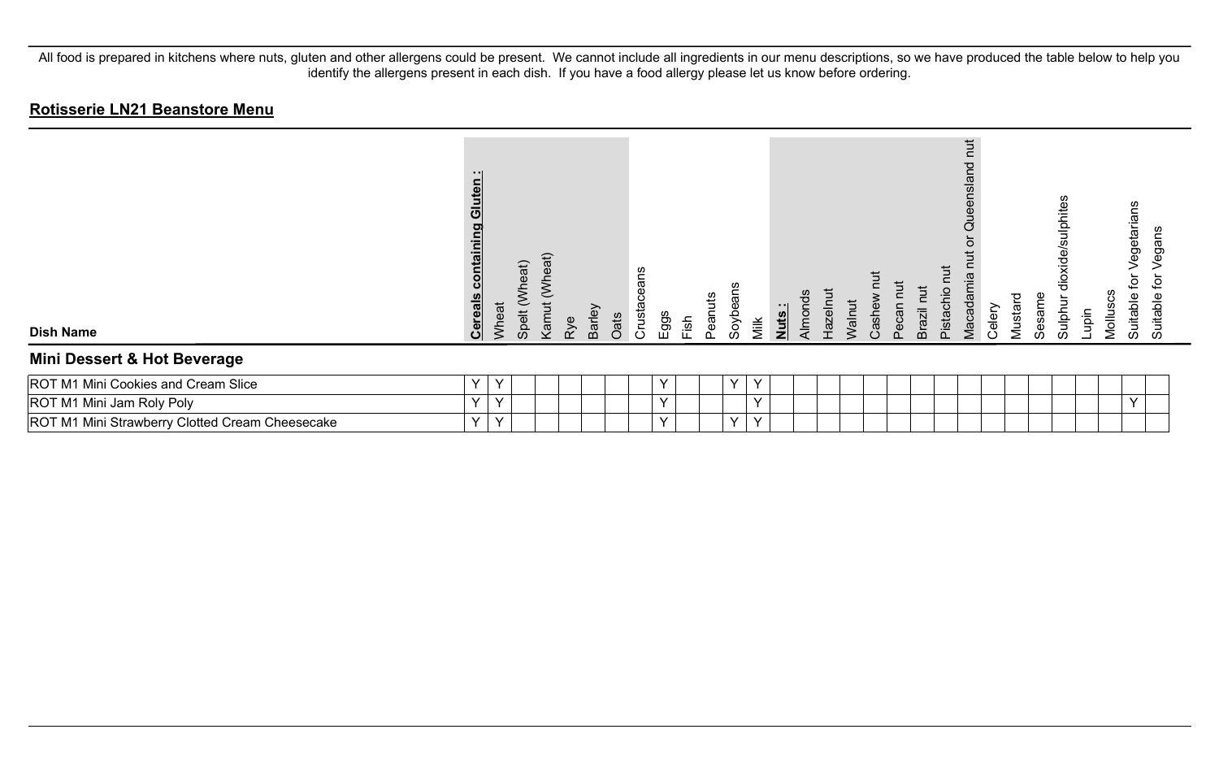All food is prepared in kitchens where nuts, gluten and other allergens could be present. We cannot include all ingredients in our menu descriptions, so we have produced the table below to help you identify the allergens present in each dish. If you have a food allergy please let us know before ordering.

## Rotisserie LN21 Beanstore Menu

| Dish Name | **Cereals containing Gluten :** | Wheat | Spelt (Wheat) | Kamut (Wheat) | Rye | Barley | Oats | Crustaceans | Eggs | Fish | Peanuts | Soybeans | Milk | **Nuts :** | Almonds | Hazelnut | Walnut | Cashew nut | Pecan nut | Brazil nut | Pistachio nut | Macadamia nut or Queensland nut | Celery | Mustard | Sesame | Sulphur dioxide/sulphites | Lupin | Molluscs | Suitable for Vegetarians | Suitable for Vegans |
|---|---|---|---|---|---|---|---|---|---|---|---|---|---|---|---|---|---|---|---|---|---|---|---|---|---|---|---|---|---|---|
| **Mini Dessert & Hot Beverage** | | | | | | | | | | | | | | | | | | | | | | | | | | | | | | |
| ROT M1 Mini Cookies and Cream Slice | Y | Y | | | | | | | Y | | | Y | Y | | | | | | | | | | | | | | | | | |
| ROT M1 Mini Jam Roly Poly | Y | Y | | | | | | | Y | | | | Y | | | | | | | | | | | | | | | | Y | |
| ROT M1 Mini Strawberry Clotted Cream Cheesecake | Y | Y | | | | | | | Y | | | Y | Y | | | | | | | | | | | | | | | | | |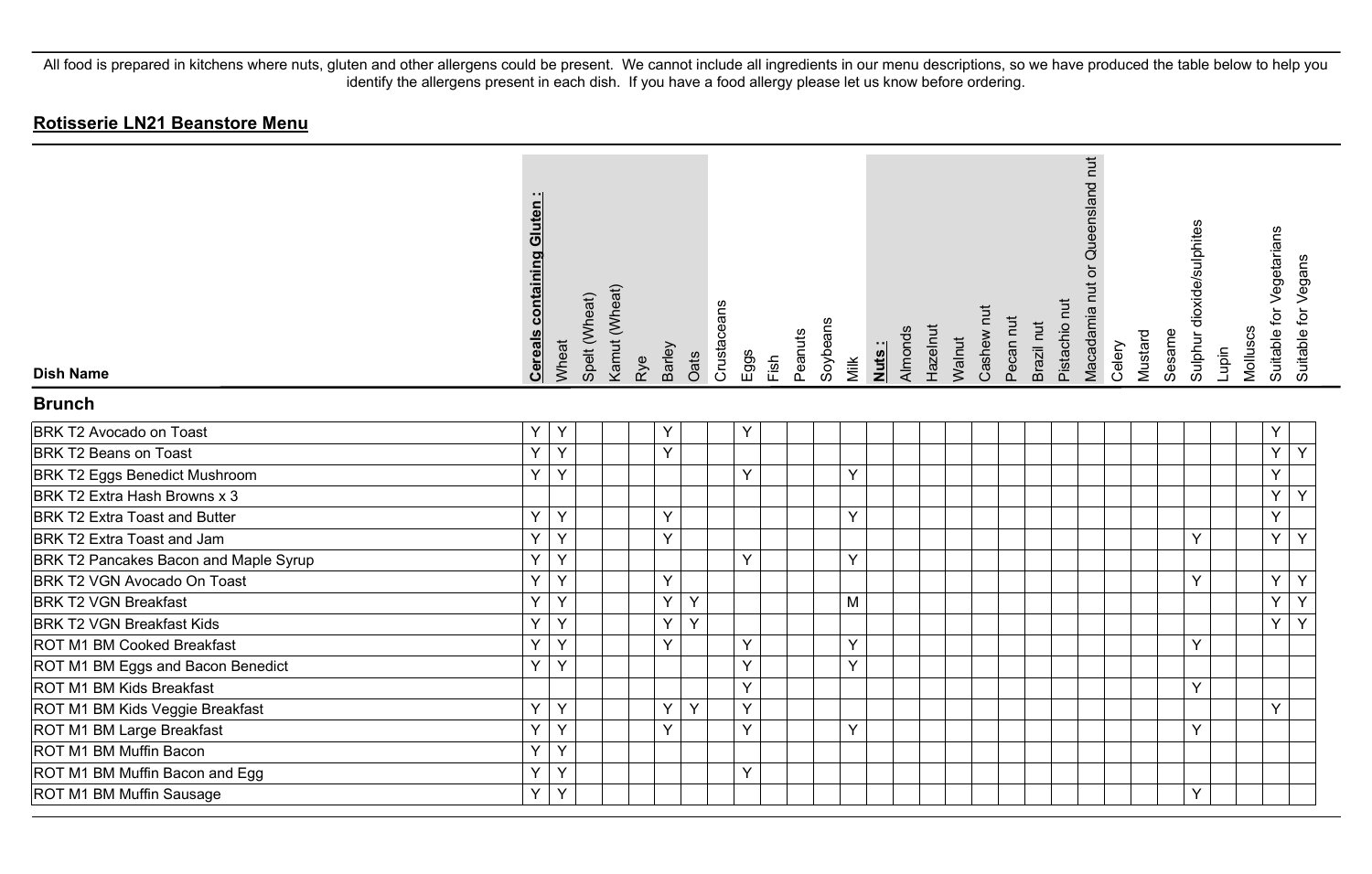All food is prepared in kitchens where nuts, gluten and other allergens could be present. We cannot include all ingredients in our menu descriptions, so we have produced the table below to help you identify the allergens present in each dish. If you have a food allergy please let us know before ordering.

## Rotisserie LN21 Beanstore Menu

| Dish Name | Cereals containing Gluten : | Wheat | Spelt (Wheat) | Kamut (Wheat) | Rye | Barley | Oats | Crustaceans | Eggs | Fish | Peanuts | Soybeans | Milk | Nuts : | Almonds | Hazelnut | Walnut | Cashew nut | Pecan nut | Brazil nut | Pistachio nut | Macadamia nut or Queensland nut | Celery | Mustard | Sesame | Sulphur dioxide/sulphites | Lupin | Molluscs | Suitable for Vegetarians | Suitable for Vegans |
|---|---|---|---|---|---|---|---|---|---|---|---|---|---|---|---|---|---|---|---|---|---|---|---|---|---|---|---|---|---|---|
| **Brunch** | | | | | | | | | | | | | | | | | | | | | | | | | | | | | | |
| BRK T2 Avocado on Toast | Y | Y | | | | Y | | | Y | | | | | | | | | | | | | | | | | | | | Y | |
| BRK T2 Beans on Toast | Y | Y | | | | Y | | | | | | | | | | | | | | | | | | | | | | | Y | Y |
| BRK T2 Eggs Benedict Mushroom | Y | Y | | | | | | | Y | | | | Y | | | | | | | | | | | | | | | | Y | |
| BRK T2 Extra Hash Browns x 3 | | | | | | | | | | | | | | | | | | | | | | | | | | | | | Y | Y |
| BRK T2 Extra Toast and Butter | Y | Y | | | | Y | | | | | | | Y | | | | | | | | | | | | | | | | Y | |
| BRK T2 Extra Toast and Jam | Y | Y | | | | Y | | | | | | | | | | | | | | | | | | | | Y | | | Y | Y |
| BRK T2 Pancakes Bacon and Maple Syrup | Y | Y | | | | | | | Y | | | | Y | | | | | | | | | | | | | | | | | |
| BRK T2 VGN Avocado On Toast | Y | Y | | | | Y | | | | | | | | | | | | | | | | | | | | Y | | | Y | Y |
| BRK T2 VGN Breakfast | Y | Y | | | | Y | Y | | | | | | M | | | | | | | | | | | | | | | | Y | Y |
| BRK T2 VGN Breakfast Kids | Y | Y | | | | Y | Y | | | | | | | | | | | | | | | | | | | | | | Y | Y |
| ROT M1 BM Cooked Breakfast | Y | Y | | | | Y | | | Y | | | | Y | | | | | | | | | | | | | Y | | | | |
| ROT M1 BM Eggs and Bacon Benedict | Y | Y | | | | | | | Y | | | | Y | | | | | | | | | | | | | | | | | |
| ROT M1 BM Kids Breakfast | | | | | | | | | Y | | | | | | | | | | | | | | | | | Y | | | | |
| ROT M1 BM Kids Veggie Breakfast | Y | Y | | | | Y | Y | | Y | | | | | | | | | | | | | | | | | | | | Y | |
| ROT M1 BM Large Breakfast | Y | Y | | | | Y | | | Y | | | | Y | | | | | | | | | | | | | Y | | | | |
| ROT M1 BM Muffin Bacon | Y | Y | | | | | | | | | | | | | | | | | | | | | | | | | | | | |
| ROT M1 BM Muffin Bacon and Egg | Y | Y | | | | | | | Y | | | | | | | | | | | | | | | | | | | | | |
| ROT M1 BM Muffin Sausage | Y | Y | | | | | | | | | | | | | | | | | | | | | | | | Y | | | | |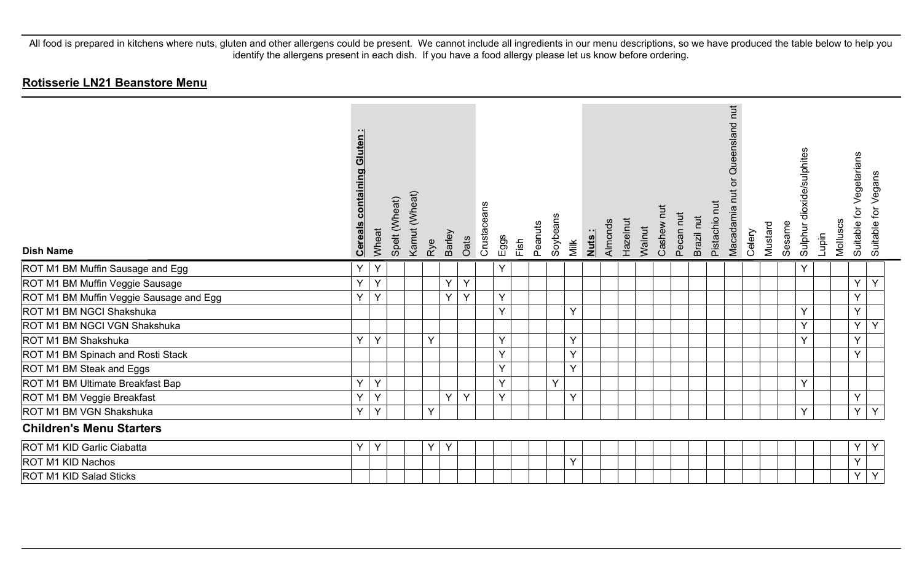All food is prepared in kitchens where nuts, gluten and other allergens could be present. We cannot include all ingredients in our menu descriptions, so we have produced the table below to help you identify the allergens present in each dish. If you have a food allergy please let us know before ordering.

## Rotisserie LN21 Beanstore Menu

| Dish Name | Cereals containing Gluten : | Wheat | Spelt (Wheat) | Kamut (Wheat) | Rye | Barley | Oats | Crustaceans | Eggs | Fish | Peanuts | Soybeans | Milk | Nuts : | Almonds | Hazelnut | Walnut | Cashew nut | Pecan nut | Brazil nut | Pistachio nut | Macadamia nut or Queensland nut | Celery | Mustard | Sesame | Sulphur dioxide/sulphites | Lupin | Molluscs | Suitable for Vegetarians | Suitable for Vegans |
|---|---|---|---|---|---|---|---|---|---|---|---|---|---|---|---|---|---|---|---|---|---|---|---|---|---|---|---|---|---|---|
| ROT M1 BM Muffin Sausage and Egg | Y | Y | | | | | | | Y | | | | | | | | | | | | | | | | | Y | | | | |
| ROT M1 BM Muffin Veggie Sausage | Y | Y | | | | Y | Y | | | | | | | | | | | | | | | | | | | | | | Y | Y |
| ROT M1 BM Muffin Veggie Sausage and Egg | Y | Y | | | | Y | Y | | Y | | | | | | | | | | | | | | | | | | | | Y | |
| ROT M1 BM NGCI Shakshuka | | | | | | | | | Y | | | | Y | | | | | | | | | | | | | Y | | | Y | |
| ROT M1 BM NGCI VGN Shakshuka | | | | | | | | | | | | | | | | | | | | | | | | | | Y | | | Y | Y |
| ROT M1 BM Shakshuka | Y | Y | | | Y | | | | Y | | | | Y | | | | | | | | | | | | | Y | | | Y | |
| ROT M1 BM Spinach and Rosti Stack | | | | | | | | | Y | | | | Y | | | | | | | | | | | | | | | | Y | |
| ROT M1 BM Steak and Eggs | | | | | | | | | Y | | | | Y | | | | | | | | | | | | | | | | | |
| ROT M1 BM Ultimate Breakfast Bap | Y | Y | | | | | | | Y | | | Y | | | | | | | | | | | | | | Y | | | | |
| ROT M1 BM Veggie Breakfast | Y | Y | | | | Y | Y | | Y | | | | Y | | | | | | | | | | | | | | | | Y | |
| ROT M1 BM VGN Shakshuka | Y | Y | | | Y | | | | | | | | | | | | | | | | | | | | | Y | | | Y | Y |
| **Children's Menu Starters** | | | | | | | | | | | | | | | | | | | | | | | | | | | | | | |
| ROT M1 KID Garlic Ciabatta | Y | Y | | | Y | Y | | | | | | | | | | | | | | | | | | | | | | | Y | Y |
| ROT M1 KID Nachos | | | | | | | | | | | | | Y | | | | | | | | | | | | | | | | Y | |
| ROT M1 KID Salad Sticks | | | | | | | | | | | | | | | | | | | | | | | | | | | | | Y | Y |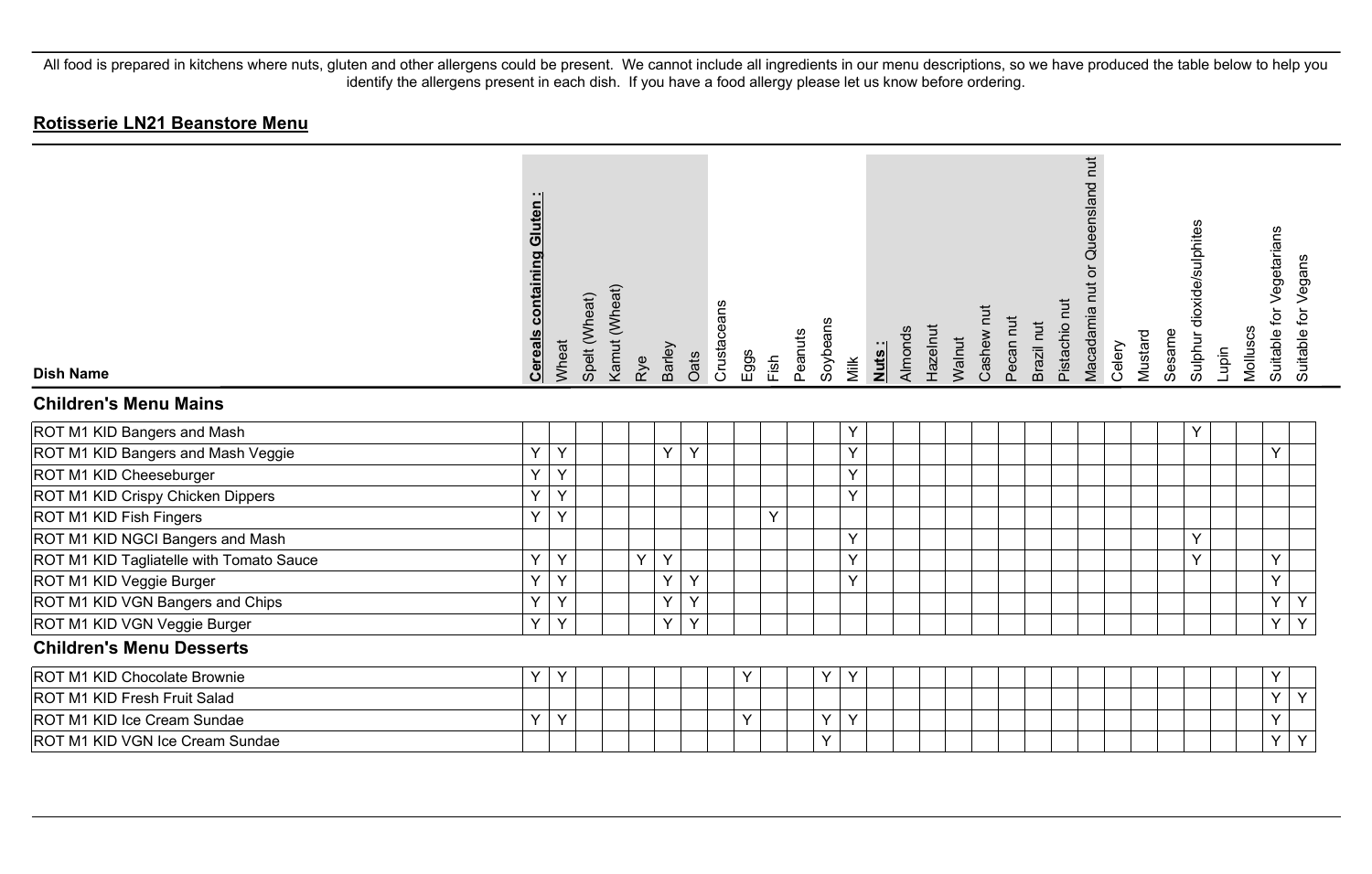All food is prepared in kitchens where nuts, gluten and other allergens could be present. We cannot include all ingredients in our menu descriptions, so we have produced the table below to help you identify the allergens present in each dish. If you have a food allergy please let us know before ordering.

## Rotisserie LN21 Beanstore Menu

| Dish Name | Cereals containing Gluten : | Wheat | Spelt (Wheat) | Kamut (Wheat) | Rye | Barley | Oats | Crustaceans | Eggs | Fish | Peanuts | Soybeans | Milk | Nuts : | Almonds | Hazelnut | Walnut | Cashew nut | Pecan nut | Brazil nut | Pistachio nut | Macadamia nut or Queensland nut | Celery | Mustard | Sesame | Sulphur dioxide/sulphites | Lupin | Molluscs | Suitable for Vegetarians | Suitable for Vegans |
|---|---|---|---|---|---|---|---|---|---|---|---|---|---|---|---|---|---|---|---|---|---|---|---|---|---|---|---|---|---|---|
| **Children's Menu Mains** | | | | | | | | | | | | | | | | | | | | | | | | | | | | | | |
| ROT M1 KID Bangers and Mash | | | | | | | | | | | | | Y | | | | | | | | | | | | | Y | | | | |
| ROT M1 KID Bangers and Mash Veggie | Y | Y | | | | Y | Y | | | | | | Y | | | | | | | | | | | | | | | | Y | |
| ROT M1 KID Cheeseburger | Y | Y | | | | | | | | | | | Y | | | | | | | | | | | | | | | | | |
| ROT M1 KID Crispy Chicken Dippers | Y | Y | | | | | | | | | | | Y | | | | | | | | | | | | | | | | | |
| ROT M1 KID Fish Fingers | Y | Y | | | | | | | | Y | | | | | | | | | | | | | | | | | | | | |
| ROT M1 KID NGCI Bangers and Mash | | | | | | | | | | | | | Y | | | | | | | | | | | | | Y | | | | |
| ROT M1 KID Tagliatelle with Tomato Sauce | Y | Y | | | Y | Y | | | | | | | Y | | | | | | | | | | | | | Y | | | Y | |
| ROT M1 KID Veggie Burger | Y | Y | | | | Y | Y | | | | | | Y | | | | | | | | | | | | | | | | Y | |
| ROT M1 KID VGN Bangers and Chips | Y | Y | | | | Y | Y | | | | | | | | | | | | | | | | | | | | | | Y | Y |
| ROT M1 KID VGN Veggie Burger | Y | Y | | | | Y | Y | | | | | | | | | | | | | | | | | | | | | | Y | Y |
| **Children's Menu Desserts** | | | | | | | | | | | | | | | | | | | | | | | | | | | | | | |
| ROT M1 KID Chocolate Brownie | Y | Y | | | | | | | Y | | | Y | Y | | | | | | | | | | | | | | | | Y | |
| ROT M1 KID Fresh Fruit Salad | | | | | | | | | | | | | | | | | | | | | | | | | | | | | Y | Y |
| ROT M1 KID Ice Cream Sundae | Y | Y | | | | | | | Y | | | Y | Y | | | | | | | | | | | | | | | | Y | |
| ROT M1 KID VGN Ice Cream Sundae | | | | | | | | | | | | Y | | | | | | | | | | | | | | | | | Y | Y |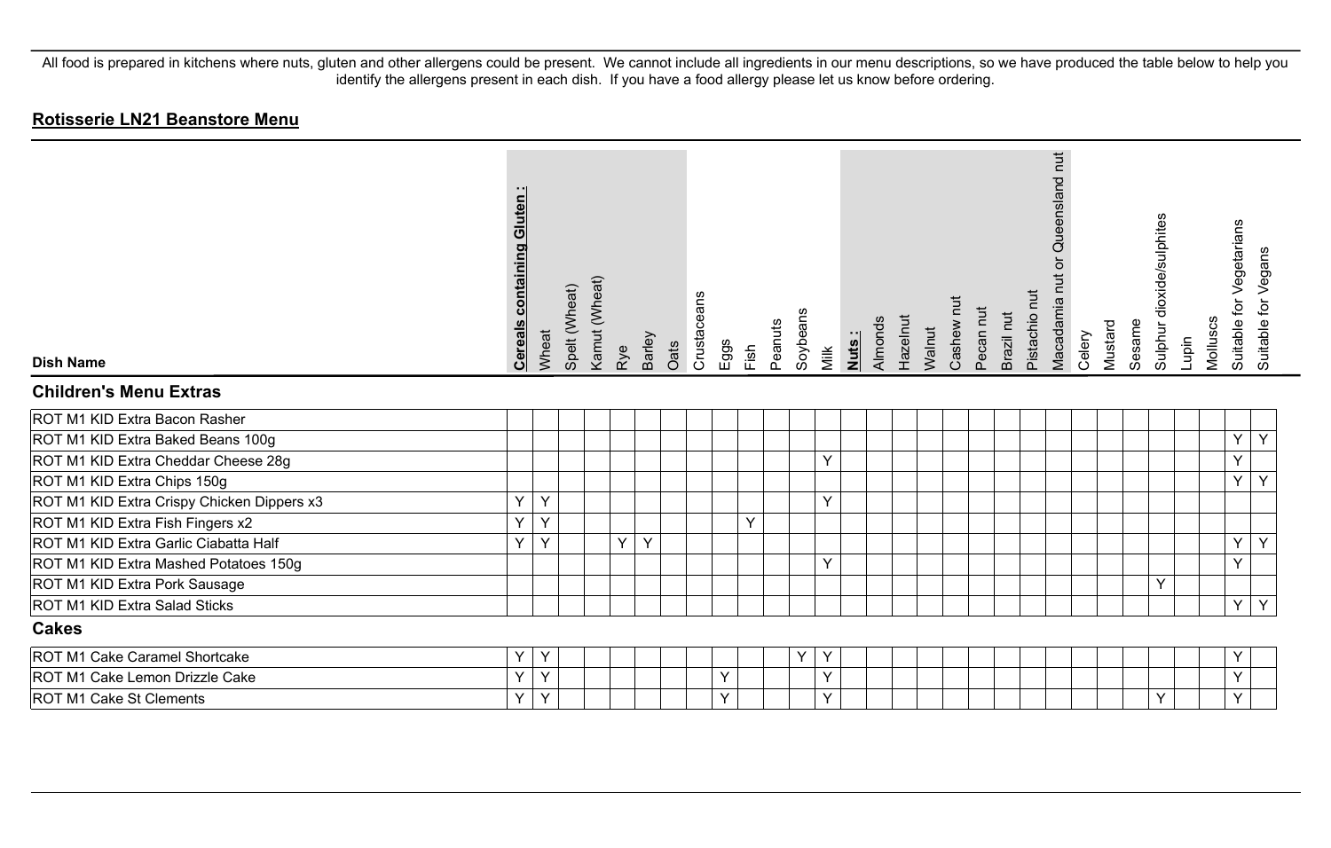All food is prepared in kitchens where nuts, gluten and other allergens could be present. We cannot include all ingredients in our menu descriptions, so we have produced the table below to help you identify the allergens present in each dish. If you have a food allergy please let us know before ordering.

## Rotisserie LN21 Beanstore Menu

| Dish Name | Cereals containing Gluten : | Wheat | Spelt (Wheat) | Kamut (Wheat) | Rye | Barley | Oats | Crustaceans | Eggs | Fish | Peanuts | Soybeans | Milk | Nuts : | Almonds | Hazelnut | Walnut | Cashew nut | Pecan nut | Brazil nut | Pistachio nut | Macadamia nut or Queensland nut | Celery | Mustard | Sesame | Sulphur dioxide/sulphites | Lupin | Molluscs | Suitable for Vegetarians | Suitable for Vegans |
|---|---|---|---|---|---|---|---|---|---|---|---|---|---|---|---|---|---|---|---|---|---|---|---|---|---|---|---|---|---|---|
| **Children's Menu Extras** | | | | | | | | | | | | | | | | | | | | | | | | | | | | | | |
| ROT M1 KID Extra Bacon Rasher | | | | | | | | | | | | | | | | | | | | | | | | | | | | | | |
| ROT M1 KID Extra Baked Beans 100g | | | | | | | | | | | | | | | | | | | | | | | | | | | | | Y | Y |
| ROT M1 KID Extra Cheddar Cheese 28g | | | | | | | | | | | | | Y | | | | | | | | | | | | | | | | Y | |
| ROT M1 KID Extra Chips 150g | | | | | | | | | | | | | | | | | | | | | | | | | | | | | Y | Y |
| ROT M1 KID Extra Crispy Chicken Dippers x3 | Y | Y | | | | | | | | | | | Y | | | | | | | | | | | | | | | | | |
| ROT M1 KID Extra Fish Fingers x2 | Y | Y | | | | | | | | Y | | | | | | | | | | | | | | | | | | | | |
| ROT M1 KID Extra Garlic Ciabatta Half | Y | Y | | | Y | Y | | | | | | | | | | | | | | | | | | | | | | | Y | Y |
| ROT M1 KID Extra Mashed Potatoes 150g | | | | | | | | | | | | | Y | | | | | | | | | | | | | | | | Y | |
| ROT M1 KID Extra Pork Sausage | | | | | | | | | | | | | | | | | | | | | | | | | | Y | | | | |
| ROT M1 KID Extra Salad Sticks | | | | | | | | | | | | | | | | | | | | | | | | | | | | | Y | Y |
| **Cakes** | | | | | | | | | | | | | | | | | | | | | | | | | | | | | | |
| ROT M1 Cake Caramel Shortcake | Y | Y | | | | | | | | | | Y | Y | | | | | | | | | | | | | | | | Y | |
| ROT M1 Cake Lemon Drizzle Cake | Y | Y | | | | | | | Y | | | | Y | | | | | | | | | | | | | | | | Y | |
| ROT M1 Cake St Clements | Y | Y | | | | | | | Y | | | | Y | | | | | | | | | | | | | Y | | | Y | |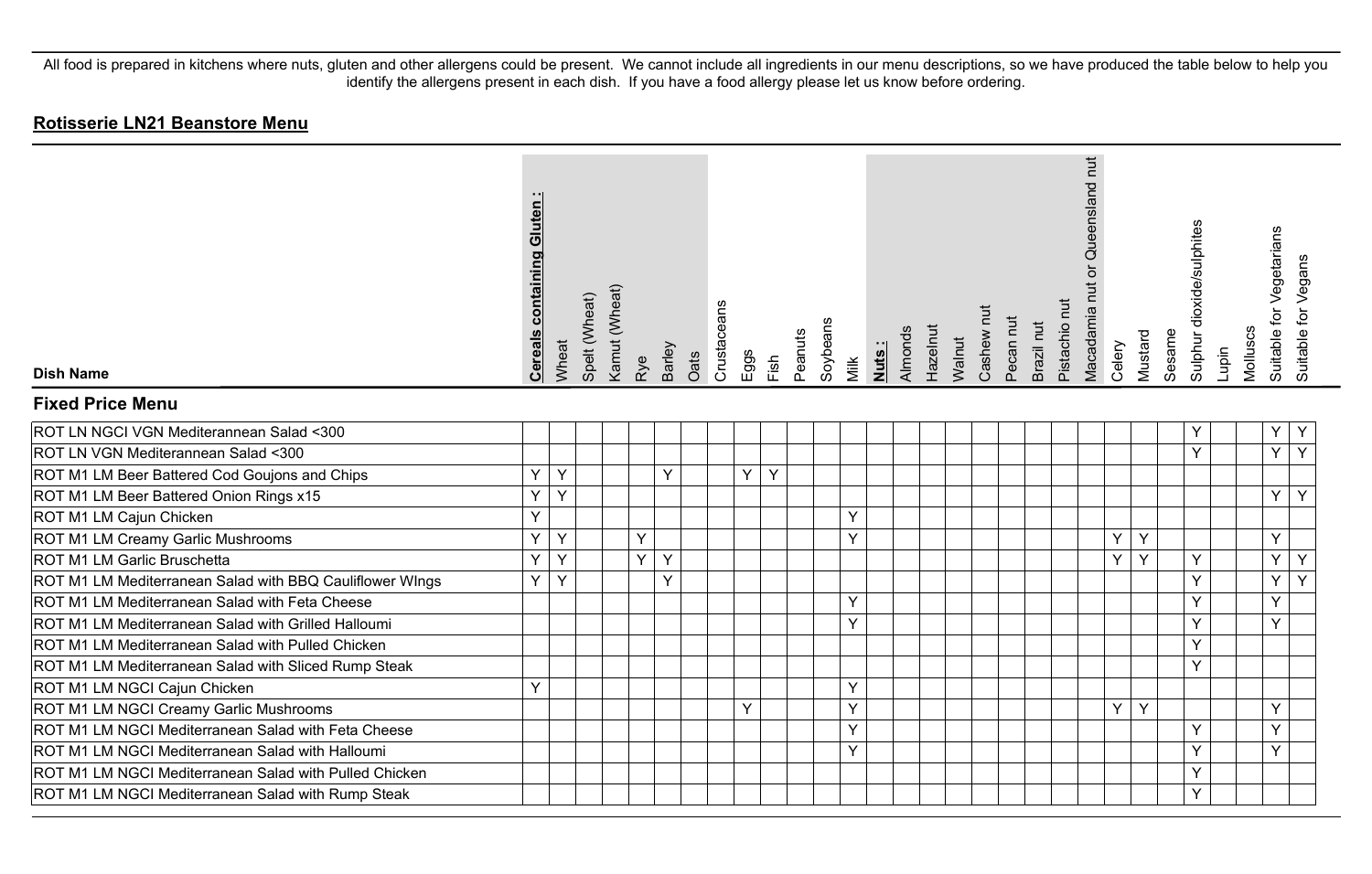All food is prepared in kitchens where nuts, gluten and other allergens could be present. We cannot include all ingredients in our menu descriptions, so we have produced the table below to help you identify the allergens present in each dish. If you have a food allergy please let us know before ordering.

## **Rotisserie LN21 Beanstore Menu**

| Dish Name | **Cereals containing Gluten :** | Wheat | Spelt (Wheat) | Kamut (Wheat) | Rye | Barley | Oats | Crustaceans | Eggs | Fish | Peanuts | Soybeans | Milk | **Nuts :** | Almonds | Hazelnut | Walnut | Cashew nut | Pecan nut | Brazil nut | Pistachio nut | Macadamia nut or Queensland nut | Celery | Mustard | Sesame | Sulphur dioxide/sulphites | Lupin | Molluscs | Suitable for Vegetarians | Suitable for Vegans |
|---|---|---|---|---|---|---|---|---|---|---|---|---|---|---|---|---|---|---|---|---|---|---|---|---|---|---|---|---|---|---|
| **Fixed Price Menu** | | | | | | | | | | | | | | | | | | | | | | | | | | | | | | |
| ROT LN NGCI VGN Mediterannean Salad <300 | | | | | | | | | | | | | | | | | | | | | | | | | | Y | | | Y | Y |
| ROT LN VGN Mediterannean Salad <300 | | | | | | | | | | | | | | | | | | | | | | | | | | Y | | | Y | Y |
| ROT M1 LM Beer Battered Cod Goujons and Chips | Y | Y | | | | Y | | | Y | Y | | | | | | | | | | | | | | | | | | | | |
| ROT M1 LM Beer Battered Onion Rings x15 | Y | Y | | | | | | | | | | | | | | | | | | | | | | | | | | | Y | Y |
| ROT M1 LM Cajun Chicken | Y | | | | | | | | | | | | Y | | | | | | | | | | | | | | | | | |
| ROT M1 LM Creamy Garlic Mushrooms | Y | Y | | | Y | | | | | | | | Y | | | | | | | | | | Y | Y | | | | | Y | |
| ROT M1 LM Garlic Bruschetta | Y | Y | | | Y | Y | | | | | | | | | | | | | | | | | Y | Y | | Y | | | Y | Y |
| ROT M1 LM Mediterranean Salad with BBQ Cauliflower WIngs | Y | Y | | | | Y | | | | | | | | | | | | | | | | | | | | Y | | | Y | Y |
| ROT M1 LM Mediterranean Salad with Feta Cheese | | | | | | | | | | | | | Y | | | | | | | | | | | | | Y | | | Y | |
| ROT M1 LM Mediterranean Salad with Grilled Halloumi | | | | | | | | | | | | | Y | | | | | | | | | | | | | Y | | | Y | |
| ROT M1 LM Mediterranean Salad with Pulled Chicken | | | | | | | | | | | | | | | | | | | | | | | | | | Y | | | | |
| ROT M1 LM Mediterranean Salad with Sliced Rump Steak | | | | | | | | | | | | | | | | | | | | | | | | | | Y | | | | |
| ROT M1 LM NGCI Cajun Chicken | Y | | | | | | | | | | | | Y | | | | | | | | | | | | | | | | | |
| ROT M1 LM NGCI Creamy Garlic Mushrooms | | | | | | | | | Y | | | | Y | | | | | | | | | | Y | Y | | | | | Y | |
| ROT M1 LM NGCI Mediterranean Salad with Feta Cheese | | | | | | | | | | | | | Y | | | | | | | | | | | | | Y | | | Y | |
| ROT M1 LM NGCI Mediterranean Salad with Halloumi | | | | | | | | | | | | | Y | | | | | | | | | | | | | Y | | | Y | |
| ROT M1 LM NGCI Mediterranean Salad with Pulled Chicken | | | | | | | | | | | | | | | | | | | | | | | | | | Y | | | | |
| ROT M1 LM NGCI Mediterranean Salad with Rump Steak | | | | | | | | | | | | | | | | | | | | | | | | | | Y | | | | |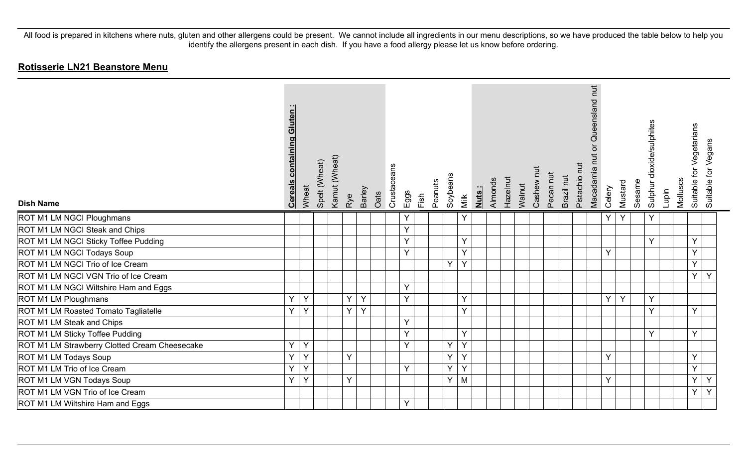All food is prepared in kitchens where nuts, gluten and other allergens could be present. We cannot include all ingredients in our menu descriptions, so we have produced the table below to help you identify the allergens present in each dish. If you have a food allergy please let us know before ordering.

## **Rotisserie LN21 Beanstore Menu**

| Dish Name | **Cereals containing Gluten :** | Wheat | Spelt (Wheat) | Kamut (Wheat) | Rye | Barley | Oats | Crustaceans | Eggs | Fish | Peanuts | Soybeans | Milk | **Nuts :** | Almonds | Hazelnut | Walnut | Cashew nut | Pecan nut | Brazil nut | Pistachio nut | Macadamia nut or Queensland nut | Celery | Mustard | Sesame | Sulphur dioxide/sulphites | Lupin | Molluscs | Suitable for Vegetarians | Suitable for Vegans |
|---|---|---|---|---|---|---|---|---|---|---|---|---|---|---|---|---|---|---|---|---|---|---|---|---|---|---|---|---|---|---|
| ROT M1 LM NGCI Ploughmans | | | | | | | | | Y | | | | Y | | | | | | | | | | Y | Y | | Y | | | | |
| ROT M1 LM NGCI Steak and Chips | | | | | | | | | Y | | | | | | | | | | | | | | | | | | | | | |
| ROT M1 LM NGCI Sticky Toffee Pudding | | | | | | | | | Y | | | | Y | | | | | | | | | | | | | Y | | | Y | |
| ROT M1 LM NGCI Todays Soup | | | | | | | | | Y | | | | Y | | | | | | | | | | Y | | | | | | Y | |
| ROT M1 LM NGCI Trio of Ice Cream | | | | | | | | | | | | Y | Y | | | | | | | | | | | | | | | | Y | |
| ROT M1 LM NGCI VGN Trio of Ice Cream | | | | | | | | | | | | | | | | | | | | | | | | | | | | | Y | Y |
| ROT M1 LM NGCI Wiltshire Ham and Eggs | | | | | | | | | Y | | | | | | | | | | | | | | | | | | | | | |
| ROT M1 LM Ploughmans | Y | Y | | | Y | Y | | | Y | | | | Y | | | | | | | | | | Y | Y | | Y | | | | |
| ROT M1 LM Roasted Tomato Tagliatelle | Y | Y | | | Y | Y | | | | | | | Y | | | | | | | | | | | | | Y | | | Y | |
| ROT M1 LM Steak and Chips | | | | | | | | | Y | | | | | | | | | | | | | | | | | | | | | |
| ROT M1 LM Sticky Toffee Pudding | | | | | | | | | Y | | | | Y | | | | | | | | | | | | | Y | | | Y | |
| ROT M1 LM Strawberry Clotted Cream Cheesecake | Y | Y | | | | | | | Y | | | Y | Y | | | | | | | | | | | | | | | | | |
| ROT M1 LM Todays Soup | Y | Y | | | Y | | | | | | | Y | Y | | | | | | | | | | Y | | | | | | Y | |
| ROT M1 LM Trio of Ice Cream | Y | Y | | | | | | | Y | | | Y | Y | | | | | | | | | | | | | | | | Y | |
| ROT M1 LM VGN Todays Soup | Y | Y | | | Y | | | | | | | Y | M | | | | | | | | | | Y | | | | | | Y | Y |
| ROT M1 LM VGN Trio of Ice Cream | | | | | | | | | | | | | | | | | | | | | | | | | | | | | Y | Y |
| ROT M1 LM Wiltshire Ham and Eggs | | | | | | | | | Y | | | | | | | | | | | | | | | | | | | | | |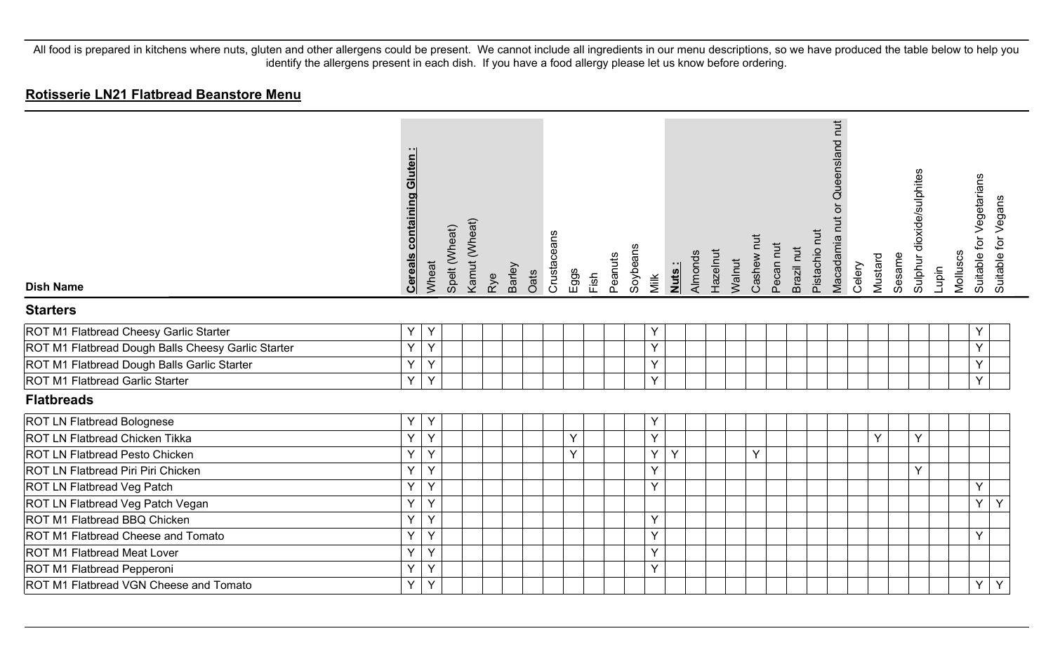All food is prepared in kitchens where nuts, gluten and other allergens could be present. We cannot include all ingredients in our menu descriptions, so we have produced the table below to help you identify the allergens present in each dish. If you have a food allergy please let us know before ordering.

## Rotisserie LN21 Flatbread Beanstore Menu

| Dish Name | Cereals containing Gluten : | Wheat | Spelt (Wheat) | Kamut (Wheat) | Rye | Barley | Oats | Crustaceans | Eggs | Fish | Peanuts | Soybeans | Milk | Nuts : | Almonds | Hazelnut | Walnut | Cashew nut | Pecan nut | Brazil nut | Pistachio nut | Macadamia nut or Queensland nut | Celery | Mustard | Sesame | Sulphur dioxide/sulphites | Lupin | Molluscs | Suitable for Vegetarians | Suitable for Vegans |
|---|---|---|---|---|---|---|---|---|---|---|---|---|---|---|---|---|---|---|---|---|---|---|---|---|---|---|---|---|---|---|
| **Starters** | | | | | | | | | | | | | | | | | | | | | | | | | | | | | | |
| ROT M1 Flatbread Cheesy Garlic Starter | Y | Y | | | | | | | | | | | Y | | | | | | | | | | | | | | | | Y | |
| ROT M1 Flatbread Dough Balls Cheesy Garlic Starter | Y | Y | | | | | | | | | | | Y | | | | | | | | | | | | | | | | Y | |
| ROT M1 Flatbread Dough Balls Garlic Starter | Y | Y | | | | | | | | | | | Y | | | | | | | | | | | | | | | | Y | |
| ROT M1 Flatbread Garlic Starter | Y | Y | | | | | | | | | | | Y | | | | | | | | | | | | | | | | Y | |
| **Flatbreads** | | | | | | | | | | | | | | | | | | | | | | | | | | | | | | |
| ROT LN Flatbread Bolognese | Y | Y | | | | | | | | | | | Y | | | | | | | | | | | | | | | | | |
| ROT LN Flatbread Chicken Tikka | Y | Y | | | | | | | Y | | | | Y | | | | | | | | | | | Y | | Y | | | | |
| ROT LN Flatbread Pesto Chicken | Y | Y | | | | | | | Y | | | | Y | Y | | | | Y | | | | | | | | | | | | |
| ROT LN Flatbread Piri Piri Chicken | Y | Y | | | | | | | | | | | Y | | | | | | | | | | | | | Y | | | | |
| ROT LN Flatbread Veg Patch | Y | Y | | | | | | | | | | | Y | | | | | | | | | | | | | | | | Y | |
| ROT LN Flatbread Veg Patch Vegan | Y | Y | | | | | | | | | | | | | | | | | | | | | | | | | | | Y | Y |
| ROT M1 Flatbread BBQ Chicken | Y | Y | | | | | | | | | | | Y | | | | | | | | | | | | | | | | | |
| ROT M1 Flatbread Cheese and Tomato | Y | Y | | | | | | | | | | | Y | | | | | | | | | | | | | | | | Y | |
| ROT M1 Flatbread Meat Lover | Y | Y | | | | | | | | | | | Y | | | | | | | | | | | | | | | | | |
| ROT M1 Flatbread Pepperoni | Y | Y | | | | | | | | | | | Y | | | | | | | | | | | | | | | | | |
| ROT M1 Flatbread VGN Cheese and Tomato | Y | Y | | | | | | | | | | | | | | | | | | | | | | | | | | | Y | Y |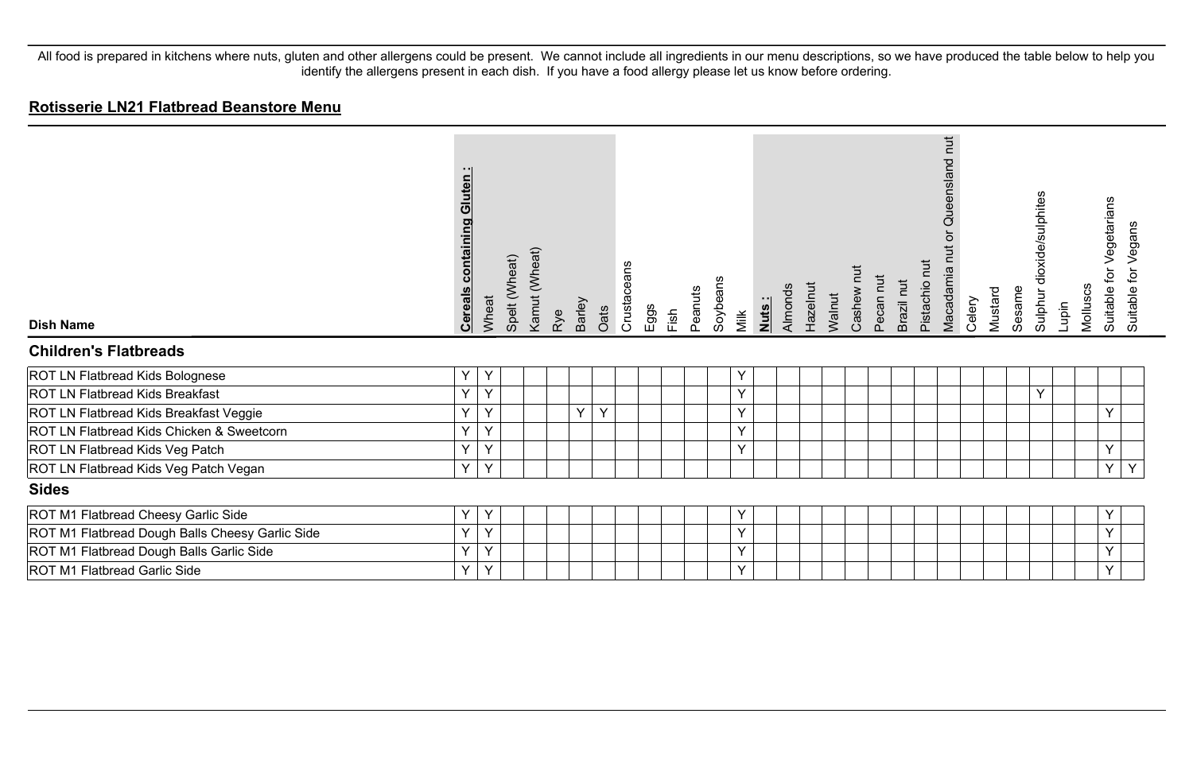All food is prepared in kitchens where nuts, gluten and other allergens could be present. We cannot include all ingredients in our menu descriptions, so we have produced the table below to help you identify the allergens present in each dish. If you have a food allergy please let us know before ordering.

## Rotisserie LN21 Flatbread Beanstore Menu

| Dish Name | Cereals containing Gluten : | Wheat | Spelt (Wheat) | Kamut (Wheat) | Rye | Barley | Oats | Crustaceans | Eggs | Fish | Peanuts | Soybeans | Milk | Nuts : | Almonds | Hazelnut | Walnut | Cashew nut | Pecan nut | Brazil nut | Pistachio nut | Macadamia nut or Queensland nut | Celery | Mustard | Sesame | Sulphur dioxide/sulphites | Lupin | Molluscs | Suitable for Vegetarians | Suitable for Vegans |
|---|---|---|---|---|---|---|---|---|---|---|---|---|---|---|---|---|---|---|---|---|---|---|---|---|---|---|---|---|---|---|
| **Children's Flatbreads** | | | | | | | | | | | | | | | | | | | | | | | | | | | | | | |
| ROT LN Flatbread Kids Bolognese | Y | Y | | | | | | | | | | | Y | | | | | | | | | | | | | | | | | |
| ROT LN Flatbread Kids Breakfast | Y | Y | | | | | | | | | | | Y | | | | | | | | | | | | | Y | | | | |
| ROT LN Flatbread Kids Breakfast Veggie | Y | Y | | | | Y | Y | | | | | | Y | | | | | | | | | | | | | | | | Y | |
| ROT LN Flatbread Kids Chicken & Sweetcorn | Y | Y | | | | | | | | | | | Y | | | | | | | | | | | | | | | | | |
| ROT LN Flatbread Kids Veg Patch | Y | Y | | | | | | | | | | | Y | | | | | | | | | | | | | | | | Y | |
| ROT LN Flatbread Kids Veg Patch Vegan | Y | Y | | | | | | | | | | | | | | | | | | | | | | | | | | | Y | Y |
| **Sides** | | | | | | | | | | | | | | | | | | | | | | | | | | | | | | |
| ROT M1 Flatbread Cheesy Garlic Side | Y | Y | | | | | | | | | | | Y | | | | | | | | | | | | | | | | Y | |
| ROT M1 Flatbread Dough Balls Cheesy Garlic Side | Y | Y | | | | | | | | | | | Y | | | | | | | | | | | | | | | | Y | |
| ROT M1 Flatbread Dough Balls Garlic Side | Y | Y | | | | | | | | | | | Y | | | | | | | | | | | | | | | | Y | |
| ROT M1 Flatbread Garlic Side | Y | Y | | | | | | | | | | | Y | | | | | | | | | | | | | | | | Y | |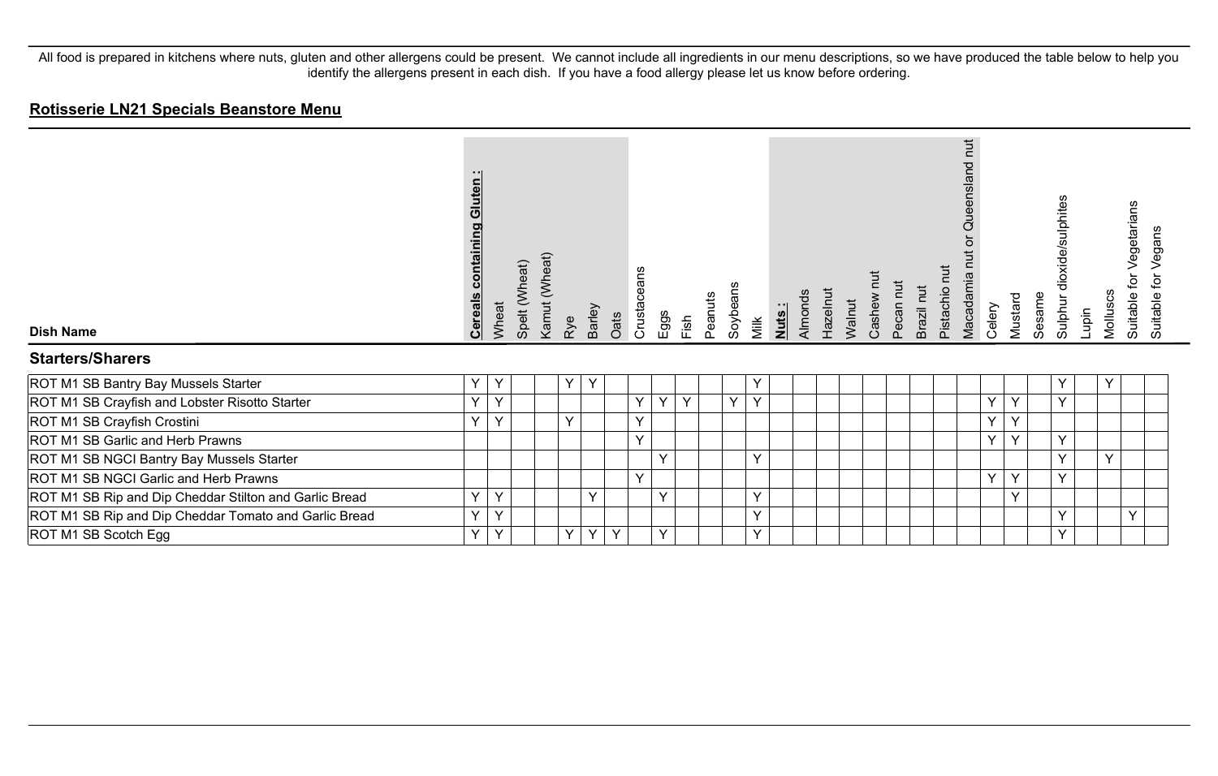All food is prepared in kitchens where nuts, gluten and other allergens could be present. We cannot include all ingredients in our menu descriptions, so we have produced the table below to help you identify the allergens present in each dish. If you have a food allergy please let us know before ordering.

## Rotisserie LN21 Specials Beanstore Menu

| Dish Name | Cereals containing Gluten : | Wheat | Spelt (Wheat) | Kamut (Wheat) | Rye | Barley | Oats | Crustaceans | Eggs | Fish | Peanuts | Soybeans | Milk | Nuts : | Almonds | Hazelnut | Walnut | Cashew nut | Pecan nut | Brazil nut | Pistachio nut | Macadamia nut or Queensland nut | Celery | Mustard | Sesame | Sulphur dioxide/sulphites | Lupin | Molluscs | Suitable for Vegetarians | Suitable for Vegans |
|---|---|---|---|---|---|---|---|---|---|---|---|---|---|---|---|---|---|---|---|---|---|---|---|---|---|---|---|---|---|---|
| **Starters/Sharers** | | | | | | | | | | | | | | | | | | | | | | | | | | | | | | |
| ROT M1 SB Bantry Bay Mussels Starter | Y | Y | | | Y | Y | | | | | | | Y | | | | | | | | | | | | | Y | | Y | | |
| ROT M1 SB Crayfish and Lobster Risotto Starter | Y | Y | | | | | | Y | Y | Y | | Y | Y | | | | | | | | | | Y | Y | | Y | | | | |
| ROT M1 SB Crayfish Crostini | Y | Y | | | Y | | | Y | | | | | | | | | | | | | | | Y | Y | | | | | | |
| ROT M1 SB Garlic and Herb Prawns | | | | | | | | Y | | | | | | | | | | | | | | | Y | Y | | Y | | | | |
| ROT M1 SB NGCI Bantry Bay Mussels Starter | | | | | | | | | Y | | | | Y | | | | | | | | | | | | | Y | | Y | | |
| ROT M1 SB NGCI Garlic and Herb Prawns | | | | | | | | Y | | | | | | | | | | | | | | | Y | Y | | Y | | | | |
| ROT M1 SB Rip and Dip Cheddar Stilton and Garlic Bread | Y | Y | | | | Y | | | Y | | | | Y | | | | | | | | | | | Y | | | | | | |
| ROT M1 SB Rip and Dip Cheddar Tomato and Garlic Bread | Y | Y | | | | | | | | | | | Y | | | | | | | | | | | | | Y | | | Y | |
| ROT M1 SB Scotch Egg | Y | Y | | | Y | Y | Y | | Y | | | | Y | | | | | | | | | | | | | Y | | | | |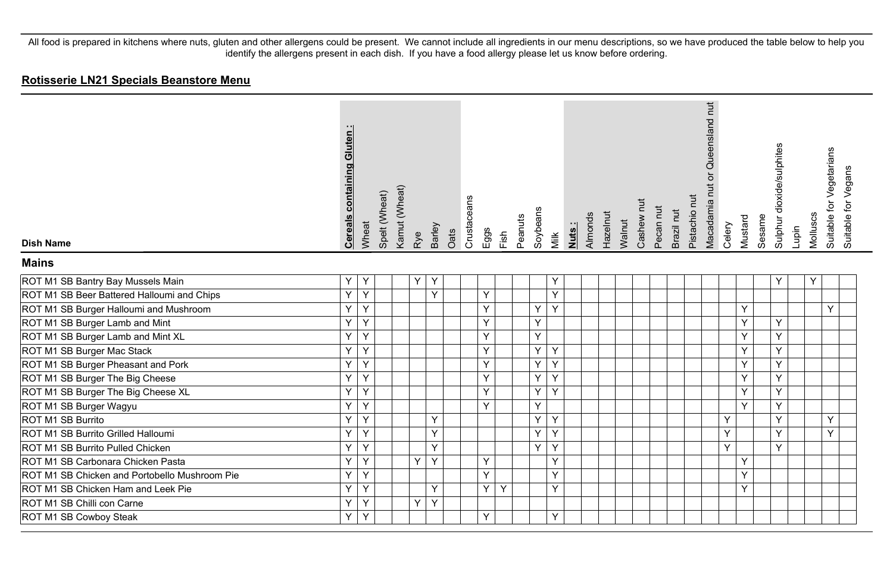All food is prepared in kitchens where nuts, gluten and other allergens could be present. We cannot include all ingredients in our menu descriptions, so we have produced the table below to help you identify the allergens present in each dish. If you have a food allergy please let us know before ordering.

## Rotisserie LN21 Specials Beanstore Menu

| Dish Name | Cereals containing Gluten : | Wheat | Spelt (Wheat) | Kamut (Wheat) | Rye | Barley | Oats | Crustaceans | Eggs | Fish | Peanuts | Soybeans | Milk | Nuts : | Almonds | Hazelnut | Walnut | Cashew nut | Pecan nut | Brazil nut | Pistachio nut | Macadamia nut or Queensland nut | Celery | Mustard | Sesame | Sulphur dioxide/sulphites | Lupin | Molluscs | Suitable for Vegetarians | Suitable for Vegans |
|---|---|---|---|---|---|---|---|---|---|---|---|---|---|---|---|---|---|---|---|---|---|---|---|---|---|---|---|---|---|---|
| **Mains** | | | | | | | | | | | | | | | | | | | | | | | | | | | | | | |
| ROT M1 SB Bantry Bay Mussels Main | Y | Y | | | Y | Y | | | | | | | Y | | | | | | | | | | | | | Y | | Y | | |
| ROT M1 SB Beer Battered Halloumi and Chips | Y | Y | | | | Y | | | Y | | | | Y | | | | | | | | | | | | | | | | | |
| ROT M1 SB Burger Halloumi and Mushroom | Y | Y | | | | | | | Y | | | Y | Y | | | | | | | | | | | Y | | | | | Y | |
| ROT M1 SB Burger Lamb and Mint | Y | Y | | | | | | | Y | | | Y | | | | | | | | | | | | Y | | Y | | | | |
| ROT M1 SB Burger Lamb and Mint XL | Y | Y | | | | | | | Y | | | Y | | | | | | | | | | | | Y | | Y | | | | |
| ROT M1 SB Burger Mac Stack | Y | Y | | | | | | | Y | | | Y | Y | | | | | | | | | | | Y | | Y | | | | |
| ROT M1 SB Burger Pheasant and Pork | Y | Y | | | | | | | Y | | | Y | Y | | | | | | | | | | | Y | | Y | | | | |
| ROT M1 SB Burger The Big Cheese | Y | Y | | | | | | | Y | | | Y | Y | | | | | | | | | | | Y | | Y | | | | |
| ROT M1 SB Burger The Big Cheese XL | Y | Y | | | | | | | Y | | | Y | Y | | | | | | | | | | | Y | | Y | | | | |
| ROT M1 SB Burger Wagyu | Y | Y | | | | | | | Y | | | Y | | | | | | | | | | | | Y | | Y | | | | |
| ROT M1 SB Burrito | Y | Y | | | | Y | | | | | | Y | Y | | | | | | | | | | Y | | | Y | | | Y | |
| ROT M1 SB Burrito Grilled Halloumi | Y | Y | | | | Y | | | | | | Y | Y | | | | | | | | | | Y | | | Y | | | Y | |
| ROT M1 SB Burrito Pulled Chicken | Y | Y | | | | Y | | | | | | Y | Y | | | | | | | | | | Y | | | Y | | | | |
| ROT M1 SB Carbonara Chicken Pasta | Y | Y | | | Y | Y | | | Y | | | | Y | | | | | | | | | | | Y | | | | | | |
| ROT M1 SB Chicken and Portobello Mushroom Pie | Y | Y | | | | | | | Y | | | | Y | | | | | | | | | | | Y | | | | | | |
| ROT M1 SB Chicken Ham and Leek Pie | Y | Y | | | | Y | | | Y | Y | | | Y | | | | | | | | | | | Y | | | | | | |
| ROT M1 SB Chilli con Carne | Y | Y | | | Y | Y | | | | | | | | | | | | | | | | | | | | | | | | |
| ROT M1 SB Cowboy Steak | Y | Y | | | | | | | Y | | | | Y | | | | | | | | | | | | | | | | | |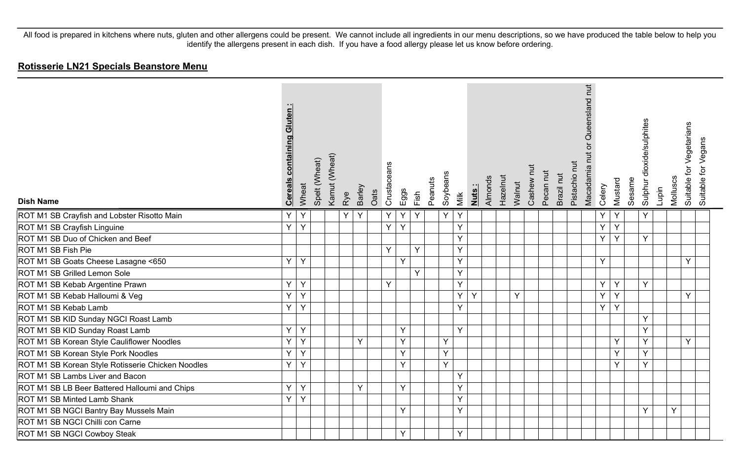All food is prepared in kitchens where nuts, gluten and other allergens could be present. We cannot include all ingredients in our menu descriptions, so we have produced the table below to help you identify the allergens present in each dish. If you have a food allergy please let us know before ordering.

## **Rotisserie LN21 Specials Beanstore Menu**

| Dish Name | **Cereals containing Gluten :** | Wheat | Spelt (Wheat) | Kamut (Wheat) | Rye | Barley | Oats | Crustaceans | Eggs | Fish | Peanuts | Soybeans | Milk | **Nuts :** | Almonds | Hazelnut | Walnut | Cashew nut | Pecan nut | Brazil nut | Pistachio nut | Macadamia nut or Queensland nut | Celery | Mustard | Sesame | Sulphur dioxide/sulphites | Lupin | Molluscs | Suitable for Vegetarians | Suitable for Vegans |
|---|---|---|---|---|---|---|---|---|---|---|---|---|---|---|---|---|---|---|---|---|---|---|---|---|---|---|---|---|---|---|
| ROT M1 SB Crayfish and Lobster Risotto Main | Y | Y | | | Y | Y | | Y | Y | Y | | Y | Y | | | | | | | | | | Y | Y | | Y | | | | |
| ROT M1 SB Crayfish Linguine | Y | Y | | | | | | Y | Y | | | | Y | | | | | | | | | | Y | Y | | | | | | |
| ROT M1 SB Duo of Chicken and Beef | | | | | | | | | | | | | Y | | | | | | | | | | Y | Y | | Y | | | | |
| ROT M1 SB Fish Pie | | | | | | | | Y | | Y | | | Y | | | | | | | | | | | | | | | | | |
| ROT M1 SB Goats Cheese Lasagne <650 | Y | Y | | | | | | | Y | | | | Y | | | | | | | | | | Y | | | | | | Y | |
| ROT M1 SB Grilled Lemon Sole | | | | | | | | | | Y | | | Y | | | | | | | | | | | | | | | | | |
| ROT M1 SB Kebab Argentine Prawn | Y | Y | | | | | | Y | | | | | Y | | | | | | | | | | Y | Y | | Y | | | | |
| ROT M1 SB Kebab Halloumi & Veg | Y | Y | | | | | | | | | | | Y | Y | | | Y | | | | | | Y | Y | | | | | Y | |
| ROT M1 SB Kebab Lamb | Y | Y | | | | | | | | | | | Y | | | | | | | | | | Y | Y | | | | | | |
| ROT M1 SB KID Sunday NGCI Roast Lamb | | | | | | | | | | | | | | | | | | | | | | | | | | Y | | | | |
| ROT M1 SB KID Sunday Roast Lamb | Y | Y | | | | | | | Y | | | | Y | | | | | | | | | | | | | Y | | | | |
| ROT M1 SB Korean Style Cauliflower Noodles | Y | Y | | | | Y | | | Y | | | Y | | | | | | | | | | | | Y | | Y | | | Y | |
| ROT M1 SB Korean Style Pork Noodles | Y | Y | | | | | | | Y | | | Y | | | | | | | | | | | | Y | | Y | | | | |
| ROT M1 SB Korean Style Rotisserie Chicken Noodles | Y | Y | | | | | | | Y | | | Y | | | | | | | | | | | | Y | | Y | | | | |
| ROT M1 SB Lambs Liver and Bacon | | | | | | | | | | | | | Y | | | | | | | | | | | | | | | | | |
| ROT M1 SB LB Beer Battered Halloumi and Chips | Y | Y | | | | Y | | | Y | | | | Y | | | | | | | | | | | | | | | | | |
| ROT M1 SB Minted Lamb Shank | Y | Y | | | | | | | | | | | Y | | | | | | | | | | | | | | | | | |
| ROT M1 SB NGCI Bantry Bay Mussels Main | | | | | | | | | Y | | | | Y | | | | | | | | | | | | | Y | | Y | | |
| ROT M1 SB NGCI Chilli con Carne | | | | | | | | | | | | | | | | | | | | | | | | | | | | | | |
| ROT M1 SB NGCI Cowboy Steak | | | | | | | | | Y | | | | Y | | | | | | | | | | | | | | | | | |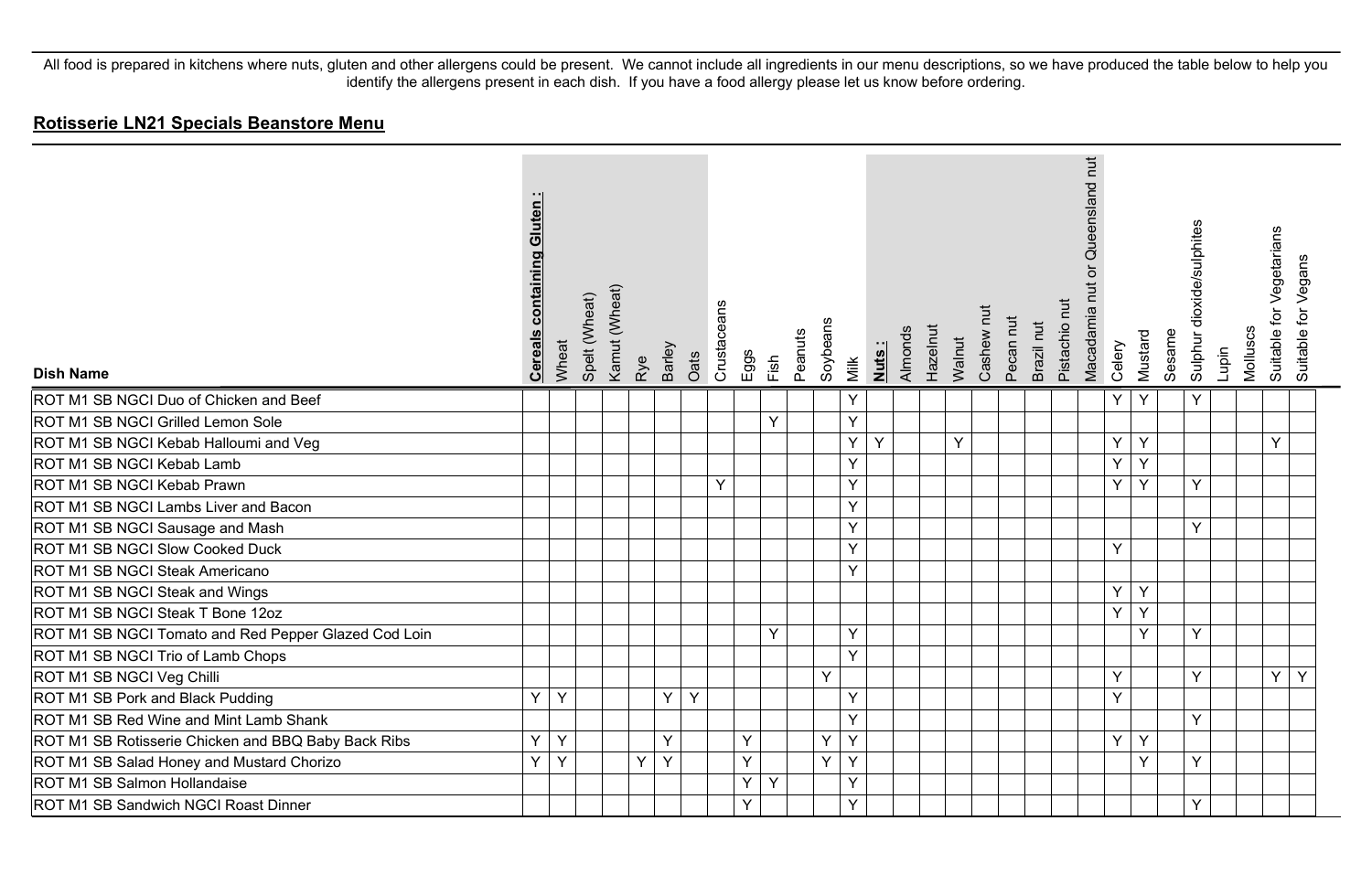All food is prepared in kitchens where nuts, gluten and other allergens could be present. We cannot include all ingredients in our menu descriptions, so we have produced the table below to help you identify the allergens present in each dish. If you have a food allergy please let us know before ordering.

## Rotisserie LN21 Specials Beanstore Menu

| Dish Name | Cereals containing Gluten : | Wheat | Spelt (Wheat) | Kamut (Wheat) | Rye | Barley | Oats | Crustaceans | Eggs | Fish | Peanuts | Soybeans | Milk | Nuts : | Almonds | Hazelnut | Walnut | Cashew nut | Pecan nut | Brazil nut | Pistachio nut | Macadamia nut or Queensland nut | Celery | Mustard | Sesame | Sulphur dioxide/sulphites | Lupin | Molluscs | Suitable for Vegetarians | Suitable for Vegans |
|---|---|---|---|---|---|---|---|---|---|---|---|---|---|---|---|---|---|---|---|---|---|---|---|---|---|---|---|---|---|---|
| ROT M1 SB NGCI Duo of Chicken and Beef | | | | | | | | | | | | | Y | | | | | | | | | | Y | Y | | Y | | | | |
| ROT M1 SB NGCI Grilled Lemon Sole | | | | | | | | | | Y | | | Y | | | | | | | | | | | | | | | | | |
| ROT M1 SB NGCI Kebab Halloumi and Veg | | | | | | | | | | | | | Y | Y | | | Y | | | | | | Y | Y | | | | | Y | |
| ROT M1 SB NGCI Kebab Lamb | | | | | | | | | | | | | Y | | | | | | | | | | Y | Y | | | | | | |
| ROT M1 SB NGCI Kebab Prawn | | | | | | | | Y | | | | | Y | | | | | | | | | | Y | Y | | Y | | | | |
| ROT M1 SB NGCI Lambs Liver and Bacon | | | | | | | | | | | | | Y | | | | | | | | | | | | | | | | | |
| ROT M1 SB NGCI Sausage and Mash | | | | | | | | | | | | | Y | | | | | | | | | | | | | Y | | | | |
| ROT M1 SB NGCI Slow Cooked Duck | | | | | | | | | | | | | Y | | | | | | | | | | Y | | | | | | | |
| ROT M1 SB NGCI Steak Americano | | | | | | | | | | | | | Y | | | | | | | | | | | | | | | | | |
| ROT M1 SB NGCI Steak and Wings | | | | | | | | | | | | | | | | | | | | | | | Y | Y | | | | | | |
| ROT M1 SB NGCI Steak T Bone 12oz | | | | | | | | | | | | | | | | | | | | | | | Y | Y | | | | | | |
| ROT M1 SB NGCI Tomato and Red Pepper Glazed Cod Loin | | | | | | | | | | Y | | | Y | | | | | | | | | | | Y | | Y | | | | |
| ROT M1 SB NGCI Trio of Lamb Chops | | | | | | | | | | | | | Y | | | | | | | | | | | | | | | | | |
| ROT M1 SB NGCI Veg Chilli | | | | | | | | | | | | Y | | | | | | | | | | | Y | | | Y | | | Y | Y |
| ROT M1 SB Pork and Black Pudding | Y | Y | | | | Y | Y | | | | | | Y | | | | | | | | | | Y | | | | | | | |
| ROT M1 SB Red Wine and Mint Lamb Shank | | | | | | | | | | | | | Y | | | | | | | | | | | | | Y | | | | |
| ROT M1 SB Rotisserie Chicken and BBQ Baby Back Ribs | Y | Y | | | | Y | | | Y | | | Y | Y | | | | | | | | | | Y | Y | | | | | | |
| ROT M1 SB Salad Honey and Mustard Chorizo | Y | Y | | | Y | Y | | | Y | | | Y | Y | | | | | | | | | | | Y | | Y | | | | |
| ROT M1 SB Salmon Hollandaise | | | | | | | | | Y | Y | | | Y | | | | | | | | | | | | | | | | | |
| ROT M1 SB Sandwich NGCI Roast Dinner | | | | | | | | | Y | | | | Y | | | | | | | | | | | | | Y | | | | |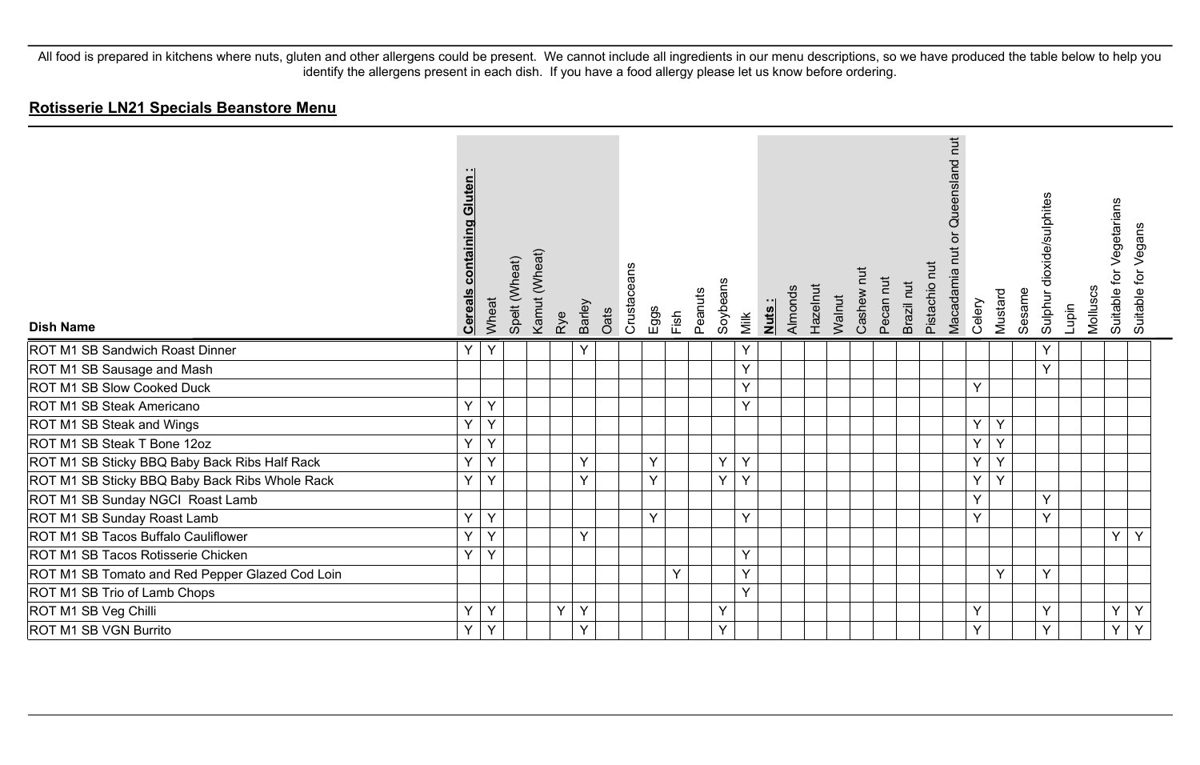All food is prepared in kitchens where nuts, gluten and other allergens could be present. We cannot include all ingredients in our menu descriptions, so we have produced the table below to help you identify the allergens present in each dish. If you have a food allergy please let us know before ordering.

## **Rotisserie LN21 Specials Beanstore Menu**

| Dish Name | **Cereals containing Gluten :** | Wheat | Spelt (Wheat) | Kamut (Wheat) | Rye | Barley | Oats | Crustaceans | Eggs | Fish | Peanuts | Soybeans | Milk | **Nuts :** | Almonds | Hazelnut | Walnut | Cashew nut | Pecan nut | Brazil nut | Pistachio nut | Macadamia nut or Queensland nut | Celery | Mustard | Sesame | Sulphur dioxide/sulphites | Lupin | Molluscs | Suitable for Vegetarians | Suitable for Vegans |
|---|---|---|---|---|---|---|---|---|---|---|---|---|---|---|---|---|---|---|---|---|---|---|---|---|---|---|---|---|---|---|
| ROT M1 SB Sandwich Roast Dinner | Y | Y | | | | Y | | | | | | | Y | | | | | | | | | | | | | Y | | | | |
| ROT M1 SB Sausage and Mash | | | | | | | | | | | | | Y | | | | | | | | | | | | | Y | | | | |
| ROT M1 SB Slow Cooked Duck | | | | | | | | | | | | | Y | | | | | | | | | | Y | | | | | | | |
| ROT M1 SB Steak Americano | Y | Y | | | | | | | | | | | Y | | | | | | | | | | | | | | | | | |
| ROT M1 SB Steak and Wings | Y | Y | | | | | | | | | | | | | | | | | | | | | Y | Y | | | | | | |
| ROT M1 SB Steak T Bone 12oz | Y | Y | | | | | | | | | | | | | | | | | | | | | Y | Y | | | | | | |
| ROT M1 SB Sticky BBQ Baby Back Ribs Half Rack | Y | Y | | | | Y | | | Y | | | Y | Y | | | | | | | | | | Y | Y | | | | | | |
| ROT M1 SB Sticky BBQ Baby Back Ribs Whole Rack | Y | Y | | | | Y | | | Y | | | Y | Y | | | | | | | | | | Y | Y | | | | | | |
| ROT M1 SB Sunday NGCI Roast Lamb | | | | | | | | | | | | | | | | | | | | | | | Y | | | Y | | | | |
| ROT M1 SB Sunday Roast Lamb | Y | Y | | | | | | | Y | | | | Y | | | | | | | | | | Y | | | Y | | | | |
| ROT M1 SB Tacos Buffalo Cauliflower | Y | Y | | | | Y | | | | | | | | | | | | | | | | | | | | | | | Y | Y |
| ROT M1 SB Tacos Rotisserie Chicken | Y | Y | | | | | | | | | | | Y | | | | | | | | | | | | | | | | | |
| ROT M1 SB Tomato and Red Pepper Glazed Cod Loin | | | | | | | | | | Y | | | Y | | | | | | | | | | | Y | | Y | | | | |
| ROT M1 SB Trio of Lamb Chops | | | | | | | | | | | | | Y | | | | | | | | | | | | | | | | | |
| ROT M1 SB Veg Chilli | Y | Y | | | Y | Y | | | | | | Y | | | | | | | | | | | Y | | | Y | | | Y | Y |
| ROT M1 SB VGN Burrito | Y | Y | | | | Y | | | | | | Y | | | | | | | | | | | Y | | | Y | | | Y | Y |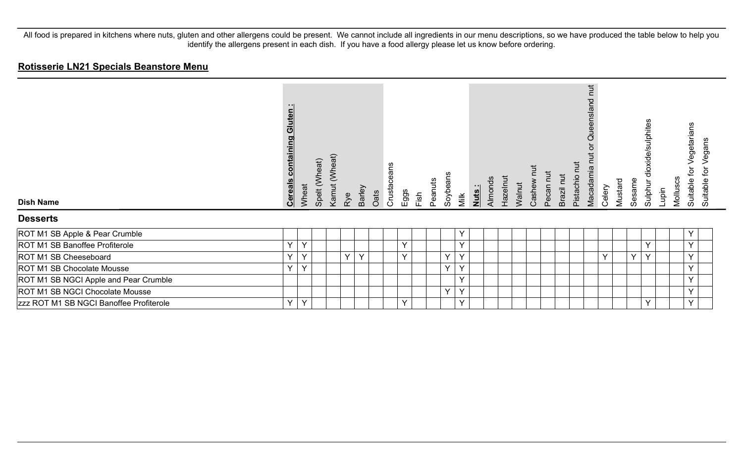All food is prepared in kitchens where nuts, gluten and other allergens could be present. We cannot include all ingredients in our menu descriptions, so we have produced the table below to help you identify the allergens present in each dish. If you have a food allergy please let us know before ordering.

## Rotisserie LN21 Specials Beanstore Menu

| Dish Name | **Cereals containing Gluten :** | Wheat | Spelt (Wheat) | Kamut (Wheat) | Rye | Barley | Oats | Crustaceans | Eggs | Fish | Peanuts | Soybeans | Milk | **Nuts :** | Almonds | Hazelnut | Walnut | Cashew nut | Pecan nut | Brazil nut | Pistachio nut | Macadamia nut or Queensland nut | Celery | Mustard | Sesame | Sulphur dioxide/sulphites | Lupin | Molluscs | Suitable for Vegetarians | Suitable for Vegans |
|---|---|---|---|---|---|---|---|---|---|---|---|---|---|---|---|---|---|---|---|---|---|---|---|---|---|---|---|---|---|---|
| **Desserts** | | | | | | | | | | | | | | | | | | | | | | | | | | | | | | |
| ROT M1 SB Apple & Pear Crumble | | | | | | | | | | | | | Y | | | | | | | | | | | | | | | | Y | |
| ROT M1 SB Banoffee Profiterole | Y | Y | | | | | | | Y | | | | Y | | | | | | | | | | | | | Y | | | Y | |
| ROT M1 SB Cheeseboard | Y | Y | | | Y | Y | | | Y | | | Y | Y | | | | | | | | | | Y | | Y | Y | | | Y | |
| ROT M1 SB Chocolate Mousse | Y | Y | | | | | | | | | | Y | Y | | | | | | | | | | | | | | | | Y | |
| ROT M1 SB NGCI Apple and Pear Crumble | | | | | | | | | | | | | Y | | | | | | | | | | | | | | | | Y | |
| ROT M1 SB NGCI Chocolate Mousse | | | | | | | | | | | | Y | Y | | | | | | | | | | | | | | | | Y | |
| zzz ROT M1 SB NGCI Banoffee Profiterole | Y | Y | | | | | | | Y | | | | Y | | | | | | | | | | | | | Y | | | Y | |